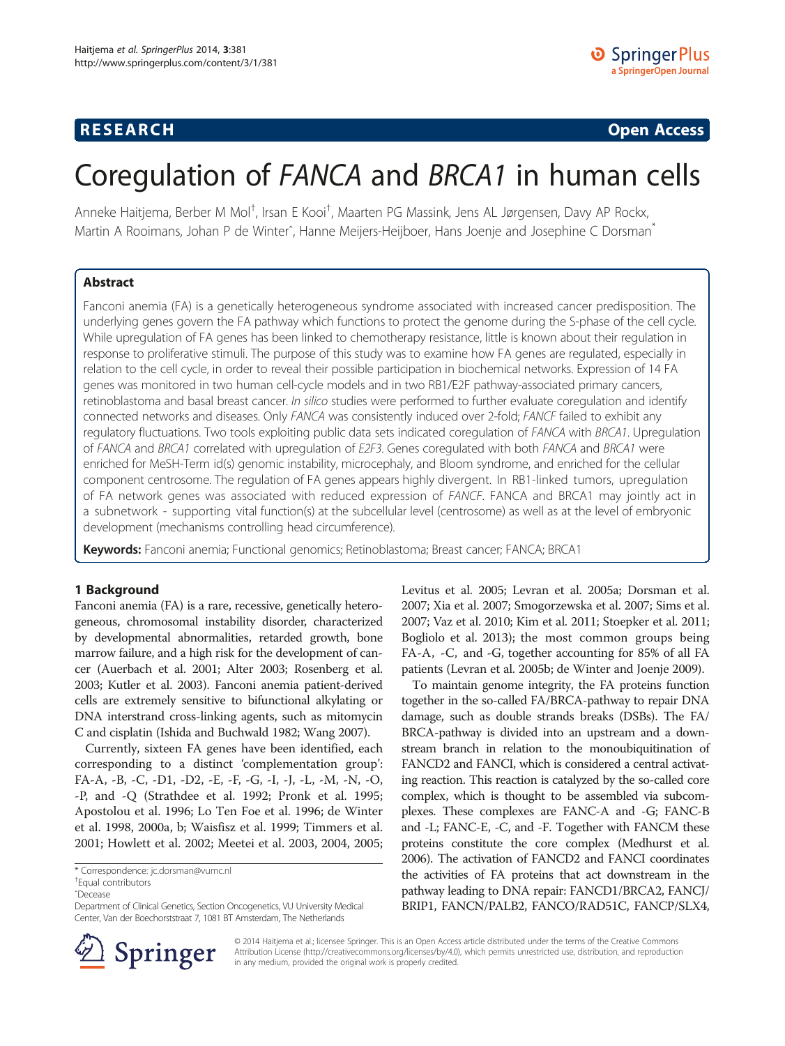**RESEARCH** **Open Access**

# Coregulation of *FANCA* and *BRCA1* in human cells

Anneke Haitjema, Berber M Mol[†], Irsan E Kooi[†], Maarten PG Massink, Jens AL Jørgensen, Davy AP Rockx, Martin A Rooimans, Johan P de Winter[^], Hanne Meijers-Heijboer, Hans Joenje and Josephine C Dorsman[*]

## Abstract

Fanconi anemia (FA) is a genetically heterogeneous syndrome associated with increased cancer predisposition. The underlying genes govern the FA pathway which functions to protect the genome during the S-phase of the cell cycle. While upregulation of FA genes has been linked to chemotherapy resistance, little is known about their regulation in response to proliferative stimuli. The purpose of this study was to examine how FA genes are regulated, especially in relation to the cell cycle, in order to reveal their possible participation in biochemical networks. Expression of 14 FA genes was monitored in two human cell-cycle models and in two RB1/E2F pathway-associated primary cancers, retinoblastoma and basal breast cancer. *In silico* studies were performed to further evaluate coregulation and identify connected networks and diseases. Only *FANCA* was consistently induced over 2-fold; *FANCF* failed to exhibit any regulatory fluctuations. Two tools exploiting public data sets indicated coregulation of *FANCA* with *BRCA1*. Upregulation of *FANCA* and *BRCA1* correlated with upregulation of *E2F3*. Genes coregulated with both *FANCA* and *BRCA1* were enriched for MeSH-Term id(s) genomic instability, microcephaly, and Bloom syndrome, and enriched for the cellular component centrosome. The regulation of FA genes appears highly divergent. In RB1-linked tumors, upregulation of FA network genes was associated with reduced expression of *FANCF*. FANCA and BRCA1 may jointly act in a subnetwork - supporting vital function(s) at the subcellular level (centrosome) as well as at the level of embryonic development (mechanisms controlling head circumference).

**Keywords:** Fanconi anemia; Functional genomics; Retinoblastoma; Breast cancer; FANCA; BRCA1

## 1 Background

Fanconi anemia (FA) is a rare, recessive, genetically heterogeneous, chromosomal instability disorder, characterized by developmental abnormalities, retarded growth, bone marrow failure, and a high risk for the development of cancer (Auerbach et al. 2001; Alter 2003; Rosenberg et al. 2003; Kutler et al. 2003). Fanconi anemia patient-derived cells are extremely sensitive to bifunctional alkylating or DNA interstrand cross-linking agents, such as mitomycin C and cisplatin (Ishida and Buchwald 1982; Wang 2007).

Currently, sixteen FA genes have been identified, each corresponding to a distinct 'complementation group': FA-A, -B, -C, -D1, -D2, -E, -F, -G, -I, -J, -L, -M, -N, -O, -P, and -Q (Strathdee et al. 1992; Pronk et al. 1995; Apostolou et al. 1996; Lo Ten Foe et al. 1996; de Winter et al. 1998, 2000a, b; Waisfisz et al. 1999; Timmers et al. 2001; Howlett et al. 2002; Meetei et al. 2003, 2004, 2005; Levitus et al. 2005; Levran et al. 2005a; Dorsman et al. 2007; Xia et al. 2007; Smogorzewska et al. 2007; Sims et al. 2007; Vaz et al. 2010; Kim et al. 2011; Stoepker et al. 2011; Bogliolo et al. 2013); the most common groups being FA-A, -C, and -G, together accounting for 85% of all FA patients (Levran et al. 2005b; de Winter and Joenje 2009).

To maintain genome integrity, the FA proteins function together in the so-called FA/BRCA-pathway to repair DNA damage, such as double strands breaks (DSBs). The FA/BRCA-pathway is divided into an upstream and a downstream branch in relation to the monoubiquitination of FANCD2 and FANCI, which is considered a central activating reaction. This reaction is catalyzed by the so-called core complex, which is thought to be assembled via subcomplexes. These complexes are FANC-A and -G; FANC-B and -L; FANC-E, -C, and -F. Together with FANCM these proteins constitute the core complex (Medhurst et al. 2006). The activation of FANCD2 and FANCI coordinates the activities of FA proteins that act downstream in the pathway leading to DNA repair: FANCD1/BRCA2, FANCJ/BRIP1, FANCN/PALB2, FANCO/RAD51C, FANCP/SLX4,

\* Correspondence: jc.dorsman@vumc.nl
[†]Equal contributors
[^]Decease
Department of Clinical Genetics, Section Oncogenetics, VU University Medical Center, Van der Boechorststraat 7, 1081 BT Amsterdam, The Netherlands

© 2014 Haitjema et al.; licensee Springer. This is an Open Access article distributed under the terms of the Creative Commons Attribution License (http://creativecommons.org/licenses/by/4.0), which permits unrestricted use, distribution, and reproduction in any medium, provided the original work is properly credited.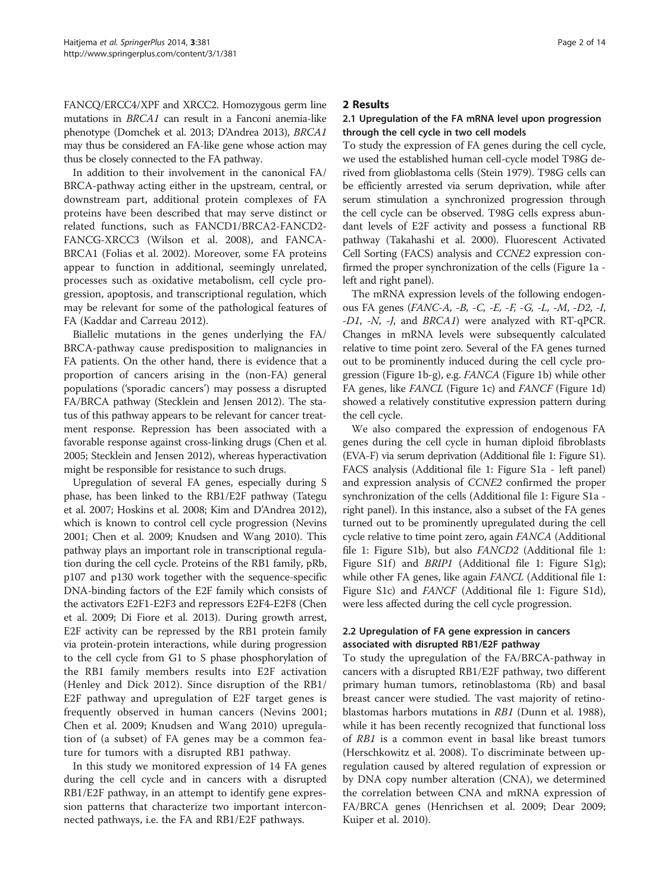FANCQ/ERCC4/XPF and XRCC2. Homozygous germ line mutations in *BRCA1* can result in a Fanconi anemia-like phenotype (Domchek et al. 2013; D'Andrea 2013), *BRCA1* may thus be considered an FA-like gene whose action may thus be closely connected to the FA pathway.

In addition to their involvement in the canonical FA/BRCA-pathway acting either in the upstream, central, or downstream part, additional protein complexes of FA proteins have been described that may serve distinct or related functions, such as FANCD1/BRCA2-FANCD2-FANCG-XRCC3 (Wilson et al. 2008), and FANCA-BRCA1 (Folias et al. 2002). Moreover, some FA proteins appear to function in additional, seemingly unrelated, processes such as oxidative metabolism, cell cycle progression, apoptosis, and transcriptional regulation, which may be relevant for some of the pathological features of FA (Kaddar and Carreau 2012).

Biallelic mutations in the genes underlying the FA/BRCA-pathway cause predisposition to malignancies in FA patients. On the other hand, there is evidence that a proportion of cancers arising in the (non-FA) general populations ('sporadic cancers') may possess a disrupted FA/BRCA pathway (Stecklein and Jensen 2012). The status of this pathway appears to be relevant for cancer treatment response. Repression has been associated with a favorable response against cross-linking drugs (Chen et al. 2005; Stecklein and Jensen 2012), whereas hyperactivation might be responsible for resistance to such drugs.

Upregulation of several FA genes, especially during S phase, has been linked to the RB1/E2F pathway (Tategu et al. 2007; Hoskins et al. 2008; Kim and D'Andrea 2012), which is known to control cell cycle progression (Nevins 2001; Chen et al. 2009; Knudsen and Wang 2010). This pathway plays an important role in transcriptional regulation during the cell cycle. Proteins of the RB1 family, pRb, p107 and p130 work together with the sequence-specific DNA-binding factors of the E2F family which consists of the activators E2F1-E2F3 and repressors E2F4-E2F8 (Chen et al. 2009; Di Fiore et al. 2013). During growth arrest, E2F activity can be repressed by the RB1 protein family via protein-protein interactions, while during progression to the cell cycle from G1 to S phase phosphorylation of the RB1 family members results into E2F activation (Henley and Dick 2012). Since disruption of the RB1/E2F pathway and upregulation of E2F target genes is frequently observed in human cancers (Nevins 2001; Chen et al. 2009; Knudsen and Wang 2010) upregulation of (a subset) of FA genes may be a common feature for tumors with a disrupted RB1 pathway.

In this study we monitored expression of 14 FA genes during the cell cycle and in cancers with a disrupted RB1/E2F pathway, in an attempt to identify gene expression patterns that characterize two important interconnected pathways, i.e. the FA and RB1/E2F pathways.

# 2 Results

## 2.1 Upregulation of the FA mRNA level upon progression through the cell cycle in two cell models

To study the expression of FA genes during the cell cycle, we used the established human cell-cycle model T98G derived from glioblastoma cells (Stein 1979). T98G cells can be efficiently arrested via serum deprivation, while after serum stimulation a synchronized progression through the cell cycle can be observed. T98G cells express abundant levels of E2F activity and possess a functional RB pathway (Takahashi et al. 2000). Fluorescent Activated Cell Sorting (FACS) analysis and *CCNE2* expression confirmed the proper synchronization of the cells (Figure 1a - left and right panel).

The mRNA expression levels of the following endogenous FA genes (*FANC-A*, *-B*, *-C*, *-E*, *-F*, *-G*, *-L*, *-M*, *-D2*, *-I*, *-D1*, *-N*, *-J*, and *BRCA1*) were analyzed with RT-qPCR. Changes in mRNA levels were subsequently calculated relative to time point zero. Several of the FA genes turned out to be prominently induced during the cell cycle progression (Figure 1b-g), e.g. *FANCA* (Figure 1b) while other FA genes, like *FANCL* (Figure 1c) and *FANCF* (Figure 1d) showed a relatively constitutive expression pattern during the cell cycle.

We also compared the expression of endogenous FA genes during the cell cycle in human diploid fibroblasts (EVA-F) via serum deprivation (Additional file 1: Figure S1). FACS analysis (Additional file 1: Figure S1a - left panel) and expression analysis of *CCNE2* confirmed the proper synchronization of the cells (Additional file 1: Figure S1a - right panel). In this instance, also a subset of the FA genes turned out to be prominently upregulated during the cell cycle relative to time point zero, again *FANCA* (Additional file 1: Figure S1b), but also *FANCD2* (Additional file 1: Figure S1f) and *BRIP1* (Additional file 1: Figure S1g); while other FA genes, like again *FANCL* (Additional file 1: Figure S1c) and *FANCF* (Additional file 1: Figure S1d), were less affected during the cell cycle progression.

## 2.2 Upregulation of FA gene expression in cancers associated with disrupted RB1/E2F pathway

To study the upregulation of the FA/BRCA-pathway in cancers with a disrupted RB1/E2F pathway, two different primary human tumors, retinoblastoma (Rb) and basal breast cancer were studied. The vast majority of retinoblastomas harbors mutations in *RB1* (Dunn et al. 1988), while it has been recently recognized that functional loss of *RB1* is a common event in basal like breast tumors (Herschkowitz et al. 2008). To discriminate between upregulation caused by altered regulation of expression or by DNA copy number alteration (CNA), we determined the correlation between CNA and mRNA expression of FA/BRCA genes (Henrichsen et al. 2009; Dear 2009; Kuiper et al. 2010).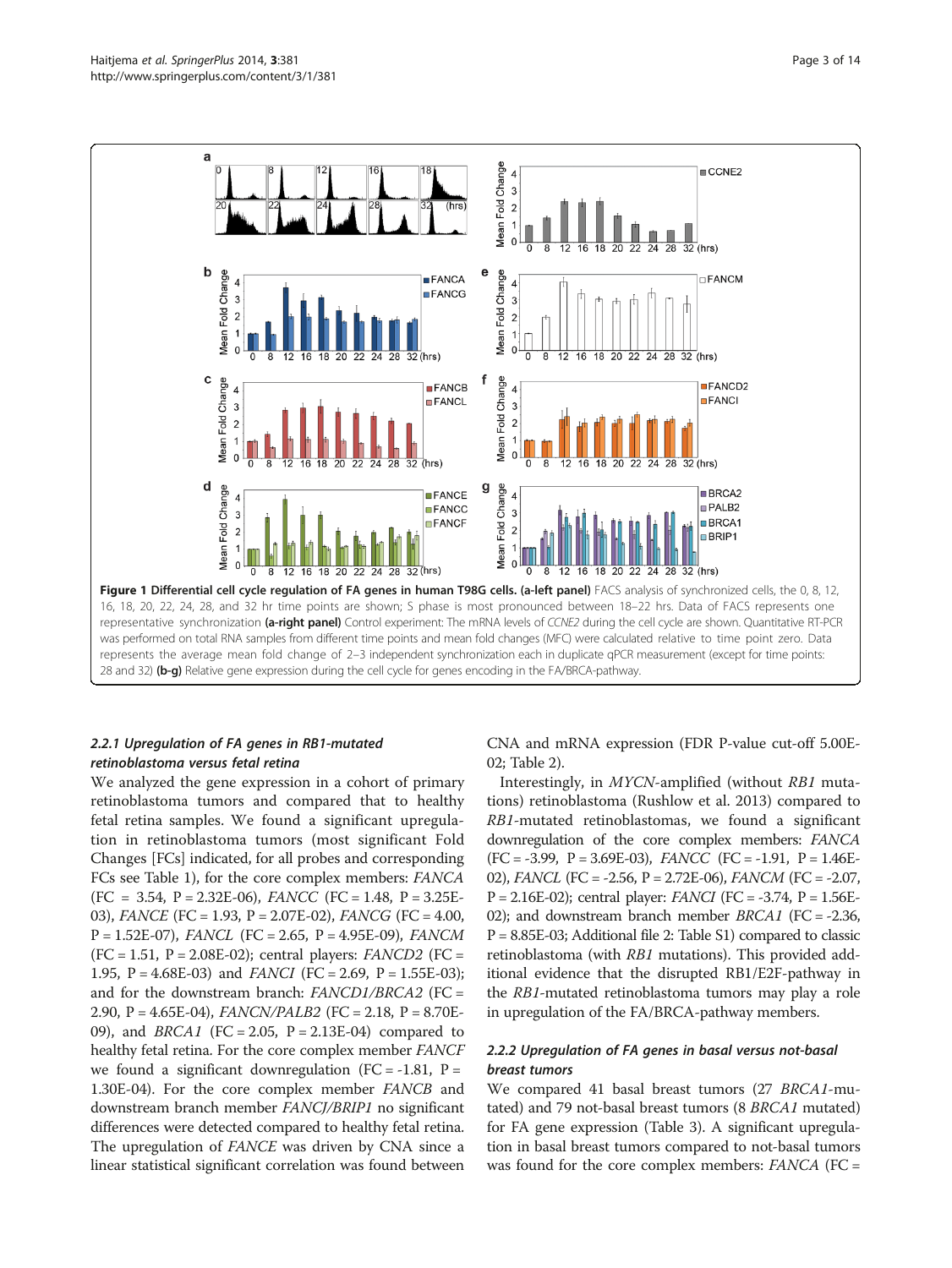**Figure 1 Differential cell cycle regulation of FA genes in human T98G cells. (a-left panel)** FACS analysis of synchronized cells, the 0, 8, 12, 16, 18, 20, 22, 24, 28, and 32 hr time points are shown; S phase is most pronounced between 18–22 hrs. Data of FACS represents one representative synchronization **(a-right panel)** Control experiment: The mRNA levels of *CCNE2* during the cell cycle are shown. Quantitative RT-PCR was performed on total RNA samples from different time points and mean fold changes (MFC) were calculated relative to time point zero. Data represents the average mean fold change of 2–3 independent synchronization each in duplicate qPCR measurement (except for time points: 28 and 32) **(b-g)** Relative gene expression during the cell cycle for genes encoding in the FA/BRCA-pathway.

#### 2.2.1 Upregulation of FA genes in RB1-mutated retinoblastoma versus fetal retina

We analyzed the gene expression in a cohort of primary retinoblastoma tumors and compared that to healthy fetal retina samples. We found a significant upregulation in retinoblastoma tumors (most significant Fold Changes [FCs] indicated, for all probes and corresponding FCs see Table 1), for the core complex members: *FANCA* (FC = 3.54, P = 2.32E-06), *FANCC* (FC = 1.48, P = 3.25E-03), *FANCE* (FC = 1.93, P = 2.07E-02), *FANCG* (FC = 4.00, P = 1.52E-07), *FANCL* (FC = 2.65, P = 4.95E-09), *FANCM* (FC = 1.51, P = 2.08E-02); central players: *FANCD2* (FC = 1.95, P = 4.68E-03) and *FANCI* (FC = 2.69, P = 1.55E-03); and for the downstream branch: *FANCD1/BRCA2* (FC = 2.90, P = 4.65E-04), *FANCN/PALB2* (FC = 2.18, P = 8.70E-09), and *BRCA1* (FC = 2.05, P = 2.13E-04) compared to healthy fetal retina. For the core complex member *FANCF* we found a significant downregulation (FC = -1.81, P = 1.30E-04). For the core complex member *FANCB* and downstream branch member *FANCJ/BRIP1* no significant differences were detected compared to healthy fetal retina. The upregulation of *FANCE* was driven by CNA since a linear statistical significant correlation was found between CNA and mRNA expression (FDR P-value cut-off 5.00E-02; Table 2).

Interestingly, in *MYCN*-amplified (without *RB1* mutations) retinoblastoma (Rushlow et al. 2013) compared to *RB1*-mutated retinoblastomas, we found a significant downregulation of the core complex members: *FANCA* (FC = -3.99, P = 3.69E-03), *FANCC* (FC = -1.91, P = 1.46E-02), *FANCL* (FC = -2.56, P = 2.72E-06), *FANCM* (FC = -2.07, P = 2.16E-02); central player: *FANCI* (FC = -3.74, P = 1.56E-02); and downstream branch member *BRCA1* (FC = -2.36, P = 8.85E-03; Additional file 2: Table S1) compared to classic retinoblastoma (with *RB1* mutations). This provided additional evidence that the disrupted RB1/E2F-pathway in the *RB1*-mutated retinoblastoma tumors may play a role in upregulation of the FA/BRCA-pathway members.

#### 2.2.2 Upregulation of FA genes in basal versus not-basal breast tumors

We compared 41 basal breast tumors (27 *BRCA1*-mutated) and 79 not-basal breast tumors (8 *BRCA1* mutated) for FA gene expression (Table 3). A significant upregulation in basal breast tumors compared to not-basal tumors was found for the core complex members: *FANCA* (FC =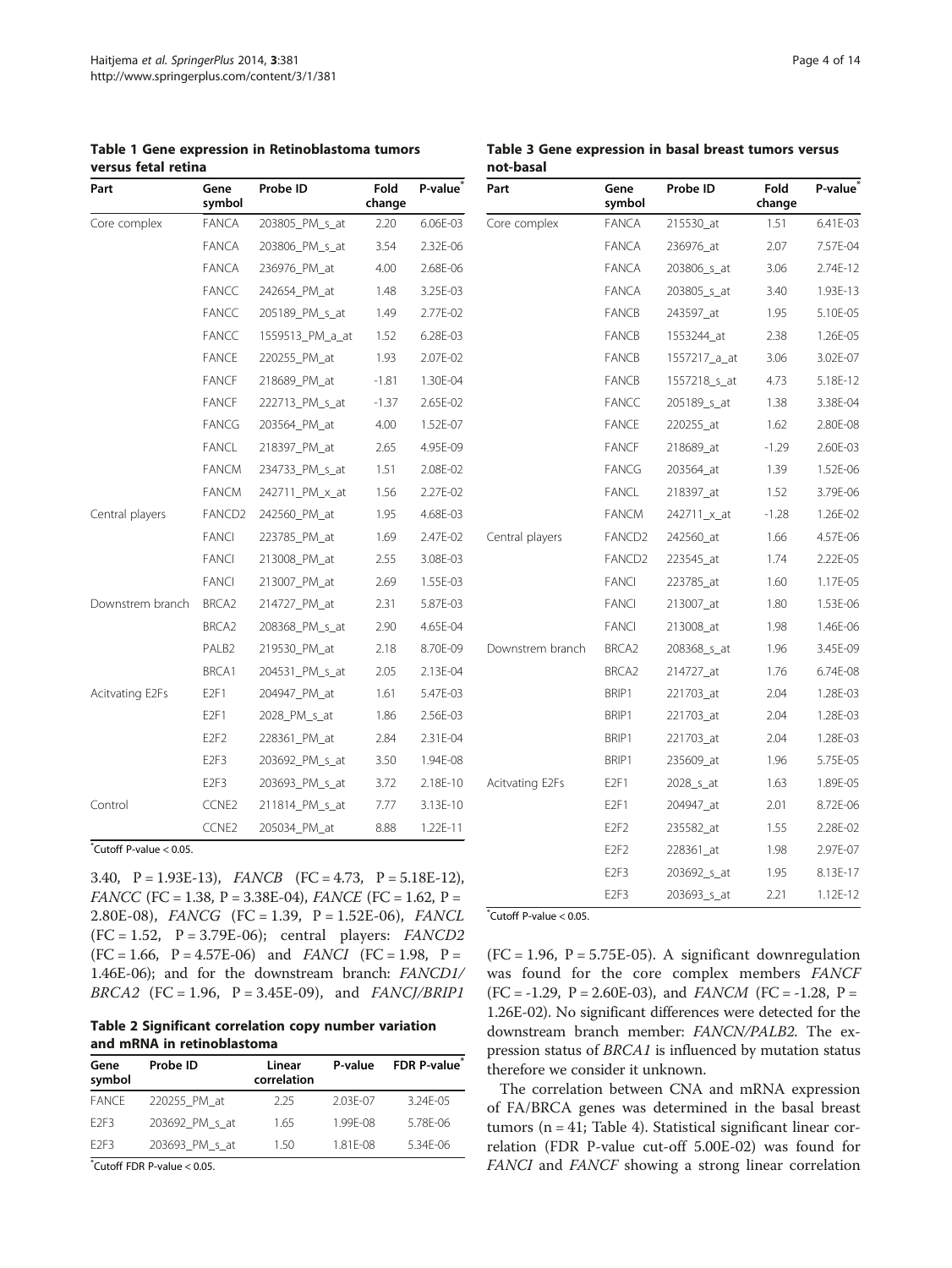**Table 1 Gene expression in Retinoblastoma tumors versus fetal retina**

| Part | Gene symbol | Probe ID | Fold change | P-value* |
|---|---|---|---|---|
| Core complex | FANCA | 203805_PM_s_at | 2.20 | 6.06E-03 |
| | FANCA | 203806_PM_s_at | 3.54 | 2.32E-06 |
| | FANCA | 236976_PM_at | 4.00 | 2.68E-06 |
| | FANCC | 242654_PM_at | 1.48 | 3.25E-03 |
| | FANCC | 205189_PM_s_at | 1.49 | 2.77E-02 |
| | FANCC | 1559513_PM_a_at | 1.52 | 6.28E-03 |
| | FANCE | 220255_PM_at | 1.93 | 2.07E-02 |
| | FANCF | 218689_PM_at | -1.81 | 1.30E-04 |
| | FANCF | 222713_PM_s_at | -1.37 | 2.65E-02 |
| | FANCG | 203564_PM_at | 4.00 | 1.52E-07 |
| | FANCL | 218397_PM_at | 2.65 | 4.95E-09 |
| | FANCM | 234733_PM_s_at | 1.51 | 2.08E-02 |
| | FANCM | 242711_PM_x_at | 1.56 | 2.27E-02 |
| Central players | FANCD2 | 242560_PM_at | 1.95 | 4.68E-03 |
| | FANCI | 223785_PM_at | 1.69 | 2.47E-02 |
| | FANCI | 213008_PM_at | 2.55 | 3.08E-03 |
| | FANCI | 213007_PM_at | 2.69 | 1.55E-03 |
| Downstrem branch | BRCA2 | 214727_PM_at | 2.31 | 5.87E-03 |
| | BRCA2 | 208368_PM_s_at | 2.90 | 4.65E-04 |
| | PALB2 | 219530_PM_at | 2.18 | 8.70E-09 |
| | BRCA1 | 204531_PM_s_at | 2.05 | 2.13E-04 |
| Acitvating E2Fs | E2F1 | 204947_PM_at | 1.61 | 5.47E-03 |
| | E2F1 | 2028_PM_s_at | 1.86 | 2.56E-03 |
| | E2F2 | 228361_PM_at | 2.84 | 2.31E-04 |
| | E2F3 | 203692_PM_s_at | 3.50 | 1.94E-08 |
| | E2F3 | 203693_PM_s_at | 3.72 | 2.18E-10 |
| Control | CCNE2 | 211814_PM_s_at | 7.77 | 3.13E-10 |
| | CCNE2 | 205034_PM_at | 8.88 | 1.22E-11 |

*Cutoff P-value < 0.05.

3.40, P = 1.93E-13), *FANCB* (FC = 4.73, P = 5.18E-12), *FANCC* (FC = 1.38, P = 3.38E-04), *FANCE* (FC = 1.62, P = 2.80E-08), *FANCG* (FC = 1.39, P = 1.52E-06), *FANCL* (FC = 1.52, P = 3.79E-06); central players: *FANCD2* (FC = 1.66, P = 4.57E-06) and *FANCI* (FC = 1.98, P = 1.46E-06); and for the downstream branch: *FANCD1/BRCA2* (FC = 1.96, P = 3.45E-09), and *FANCJ/BRIP1*

**Table 2 Significant correlation copy number variation and mRNA in retinoblastoma**

| Gene symbol | Probe ID | Linear correlation | P-value | FDR P-value* |
|---|---|---|---|---|
| FANCE | 220255_PM_at | 2.25 | 2.03E-07 | 3.24E-05 |
| E2F3 | 203692_PM_s_at | 1.65 | 1.99E-08 | 5.78E-06 |
| E2F3 | 203693_PM_s_at | 1.50 | 1.81E-08 | 5.34E-06 |

*Cutoff FDR P-value < 0.05.

**Table 3 Gene expression in basal breast tumors versus not-basal**

| Part | Gene symbol | Probe ID | Fold change | P-value* |
|---|---|---|---|---|
| Core complex | FANCA | 215530_at | 1.51 | 6.41E-03 |
| | FANCA | 236976_at | 2.07 | 7.57E-04 |
| | FANCA | 203806_s_at | 3.06 | 2.74E-12 |
| | FANCA | 203805_s_at | 3.40 | 1.93E-13 |
| | FANCB | 243597_at | 1.95 | 5.10E-05 |
| | FANCB | 1553244_at | 2.38 | 1.26E-05 |
| | FANCB | 1557217_a_at | 3.06 | 3.02E-07 |
| | FANCB | 1557218_s_at | 4.73 | 5.18E-12 |
| | FANCC | 205189_s_at | 1.38 | 3.38E-04 |
| | FANCE | 220255_at | 1.62 | 2.80E-08 |
| | FANCF | 218689_at | -1.29 | 2.60E-03 |
| | FANCG | 203564_at | 1.39 | 1.52E-06 |
| | FANCL | 218397_at | 1.52 | 3.79E-06 |
| | FANCM | 242711_x_at | -1.28 | 1.26E-02 |
| Central players | FANCD2 | 242560_at | 1.66 | 4.57E-06 |
| | FANCD2 | 223545_at | 1.74 | 2.22E-05 |
| | FANCI | 223785_at | 1.60 | 1.17E-05 |
| | FANCI | 213007_at | 1.80 | 1.53E-06 |
| | FANCI | 213008_at | 1.98 | 1.46E-06 |
| Downstrem branch | BRCA2 | 208368_s_at | 1.96 | 3.45E-09 |
| | BRCA2 | 214727_at | 1.76 | 6.74E-08 |
| | BRIP1 | 221703_at | 2.04 | 1.28E-03 |
| | BRIP1 | 221703_at | 2.04 | 1.28E-03 |
| | BRIP1 | 221703_at | 2.04 | 1.28E-03 |
| | BRIP1 | 235609_at | 1.96 | 5.75E-05 |
| Acitvating E2Fs | E2F1 | 2028_s_at | 1.63 | 1.89E-05 |
| | E2F1 | 204947_at | 2.01 | 8.72E-06 |
| | E2F2 | 235582_at | 1.55 | 2.28E-02 |
| | E2F2 | 228361_at | 1.98 | 2.97E-07 |
| | E2F3 | 203692_s_at | 1.95 | 8.13E-17 |
| | E2F3 | 203693_s_at | 2.21 | 1.12E-12 |

*Cutoff P-value < 0.05.

(FC = 1.96, P = 5.75E-05). A significant downregulation was found for the core complex members *FANCF* (FC = -1.29, P = 2.60E-03), and *FANCM* (FC = -1.28, P = 1.26E-02). No significant differences were detected for the downstream branch member: *FANCN/PALB2*. The expression status of *BRCA1* is influenced by mutation status therefore we consider it unknown.

The correlation between CNA and mRNA expression of FA/BRCA genes was determined in the basal breast tumors (n = 41; Table 4). Statistical significant linear correlation (FDR P-value cut-off 5.00E-02) was found for *FANCI* and *FANCF* showing a strong linear correlation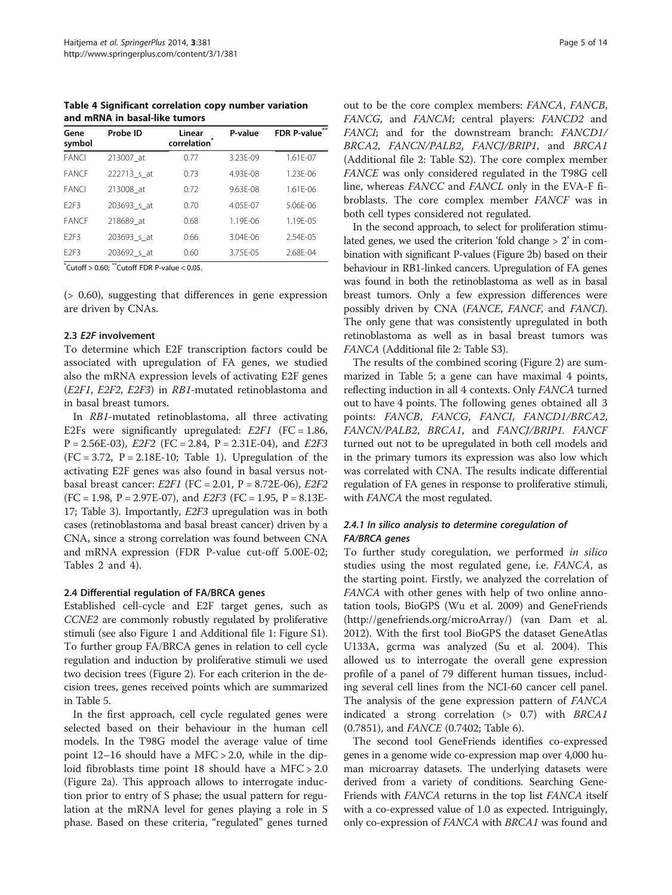**Table 4 Significant correlation copy number variation and mRNA in basal-like tumors**

| Gene symbol | Probe ID | Linear correlation* | P-value | FDR P-value** |
|---|---|---|---|---|
| FANCI | 213007_at | 0.77 | 3.23E-09 | 1.61E-07 |
| FANCF | 222713_s_at | 0.73 | 4.93E-08 | 1.23E-06 |
| FANCI | 213008_at | 0.72 | 9.63E-08 | 1.61E-06 |
| E2F3 | 203693_s_at | 0.70 | 4.05E-07 | 5.06E-06 |
| FANCF | 218689_at | 0.68 | 1.19E-06 | 1.19E-05 |
| E2F3 | 203693_s_at | 0.66 | 3.04E-06 | 2.54E-05 |
| E2F3 | 203692_s_at | 0.60 | 3.75E-05 | 2.68E-04 |

*Cutoff > 0.60; **Cutoff FDR P-value < 0.05.

(> 0.60), suggesting that differences in gene expression are driven by CNAs.

### 2.3 *E2F* involvement

To determine which E2F transcription factors could be associated with upregulation of FA genes, we studied also the mRNA expression levels of activating E2F genes (*E2F1*, *E2F2*, *E2F3*) in *RB1*-mutated retinoblastoma and in basal breast tumors.

In *RB1*-mutated retinoblastoma, all three activating E2Fs were significantly upregulated: *E2F1* (FC = 1.86, P = 2.56E-03), *E2F2* (FC = 2.84, P = 2.31E-04), and *E2F3* (FC = 3.72, P = 2.18E-10; Table 1). Upregulation of the activating E2F genes was also found in basal versus not-basal breast cancer: *E2F1* (FC = 2.01, P = 8.72E-06), *E2F2* (FC = 1.98, P = 2.97E-07), and *E2F3* (FC = 1.95, P = 8.13E-17; Table 3). Importantly, *E2F3* upregulation was in both cases (retinoblastoma and basal breast cancer) driven by a CNA, since a strong correlation was found between CNA and mRNA expression (FDR P-value cut-off 5.00E-02; Tables 2 and 4).

### 2.4 Differential regulation of FA/BRCA genes

Established cell-cycle and E2F target genes, such as *CCNE2* are commonly robustly regulated by proliferative stimuli (see also Figure 1 and Additional file 1: Figure S1). To further group FA/BRCA genes in relation to cell cycle regulation and induction by proliferative stimuli we used two decision trees (Figure 2). For each criterion in the decision trees, genes received points which are summarized in Table 5.

In the first approach, cell cycle regulated genes were selected based on their behaviour in the human cell models. In the T98G model the average value of time point 12–16 should have a MFC > 2.0, while in the diploid fibroblasts time point 18 should have a MFC > 2.0 (Figure 2a). This approach allows to interrogate induction prior to entry of S phase; the usual pattern for regulation at the mRNA level for genes playing a role in S phase. Based on these criteria, "regulated" genes turned out to be the core complex members: *FANCA*, *FANCB*, *FANCG*, and *FANCM*; central players: *FANCD2* and *FANCI*; and for the downstream branch: *FANCD1/BRCA2*, *FANCN/PALB2*, *FANCJ/BRIP1*, and *BRCA1* (Additional file 2: Table S2). The core complex member *FANCE* was only considered regulated in the T98G cell line, whereas *FANCC* and *FANCL* only in the EVA-F fibroblasts. The core complex member *FANCF* was in both cell types considered not regulated.

In the second approach, to select for proliferation stimulated genes, we used the criterion 'fold change > 2' in combination with significant P-values (Figure 2b) based on their behaviour in RB1-linked cancers. Upregulation of FA genes was found in both the retinoblastoma as well as in basal breast tumors. Only a few expression differences were possibly driven by CNA (*FANCE*, *FANCF*, and *FANCI*). The only gene that was consistently upregulated in both retinoblastoma as well as in basal breast tumors was *FANCA* (Additional file 2: Table S3).

The results of the combined scoring (Figure 2) are summarized in Table 5; a gene can have maximal 4 points, reflecting induction in all 4 contexts. Only *FANCA* turned out to have 4 points. The following genes obtained all 3 points: *FANCB*, *FANCG*, *FANCI*, *FANCD1/BRCA2*, *FANCN/PALB2*, *BRCA1*, and *FANCJ/BRIP1*. *FANCF* turned out not to be upregulated in both cell models and in the primary tumors its expression was also low which was correlated with CNA. The results indicate differential regulation of FA genes in response to proliferative stimuli, with *FANCA* the most regulated.

#### 2.4.1 In silico analysis to determine coregulation of FA/BRCA genes

To further study coregulation, we performed *in silico* studies using the most regulated gene, i.e. *FANCA*, as the starting point. Firstly, we analyzed the correlation of *FANCA* with other genes with help of two online annotation tools, BioGPS (Wu et al. 2009) and GeneFriends (http://genefriends.org/microArray/) (van Dam et al. 2012). With the first tool BioGPS the dataset GeneAtlas U133A, gcrma was analyzed (Su et al. 2004). This allowed us to interrogate the overall gene expression profile of a panel of 79 different human tissues, including several cell lines from the NCI-60 cancer cell panel. The analysis of the gene expression pattern of *FANCA* indicated a strong correlation (> 0.7) with *BRCA1* (0.7851), and *FANCE* (0.7402; Table 6).

The second tool GeneFriends identifies co-expressed genes in a genome wide co-expression map over 4,000 human microarray datasets. The underlying datasets were derived from a variety of conditions. Searching GeneFriends with *FANCA* returns in the top list *FANCA* itself with a co-expressed value of 1.0 as expected. Intriguingly, only co-expression of *FANCA* with *BRCA1* was found and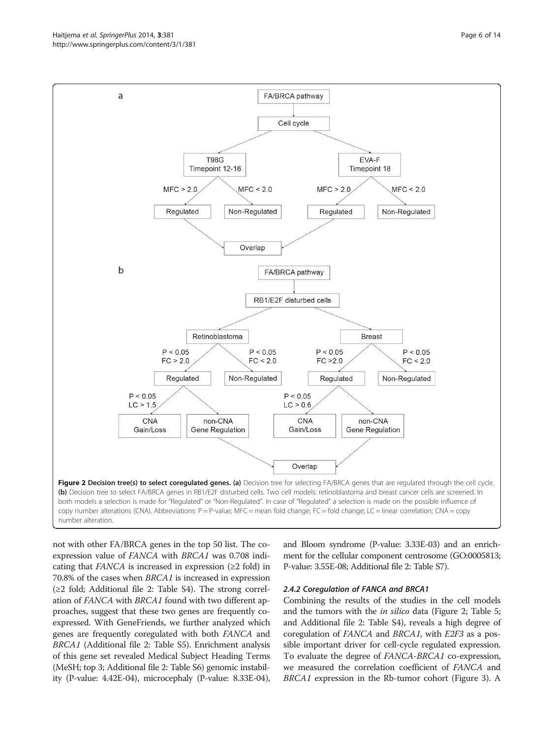**Figure 2 Decision tree(s) to select coregulated genes. (a)** Decision tree for selecting FA/BRCA genes that are regulated through the cell cycle. **(b)** Decision tree to select FA/BRCA genes in RB1/E2F disturbed cells. Two cell models: retinoblastoma and breast cancer cells are screened. In both models a selection is made for "Regulated" or "Non-Regulated". In case of "Regulated" a selection is made on the possible influence of copy number alterations (CNA). Abbreviations: P = P-value; MFC = mean fold change; FC = fold change; LC = linear correlation; CNA = copy number alteration.

not with other FA/BRCA genes in the top 50 list. The coexpression value of *FANCA* with *BRCA1* was 0.708 indicating that *FANCA* is increased in expression (≥2 fold) in 70.8% of the cases when *BRCA1* is increased in expression (≥2 fold; Additional file 2: Table S4). The strong correlation of *FANCA* with *BRCA1* found with two different approaches, suggest that these two genes are frequently coexpressed. With GeneFriends, we further analyzed which genes are frequently coregulated with both *FANCA* and *BRCA1* (Additional file 2: Table S5). Enrichment analysis of this gene set revealed Medical Subject Heading Terms (MeSH; top 3; Additional file 2: Table S6) genomic instability (P-value: 4.42E-04), microcephaly (P-value: 8.33E-04), and Bloom syndrome (P-value: 3.33E-03) and an enrichment for the cellular component centrosome (GO:0005813; P-value: 3.55E-08; Additional file 2: Table S7).

#### 2.4.2 Coregulation of FANCA and BRCA1

Combining the results of the studies in the cell models and the tumors with the *in silico* data (Figure 2; Table 5; and Additional file 2: Table S4), reveals a high degree of coregulation of *FANCA* and *BRCA1*, with *E2F3* as a possible important driver for cell-cycle regulated expression. To evaluate the degree of *FANCA-BRCA1* co-expression, we measured the correlation coefficient of *FANCA* and *BRCA1* expression in the Rb-tumor cohort (Figure 3). A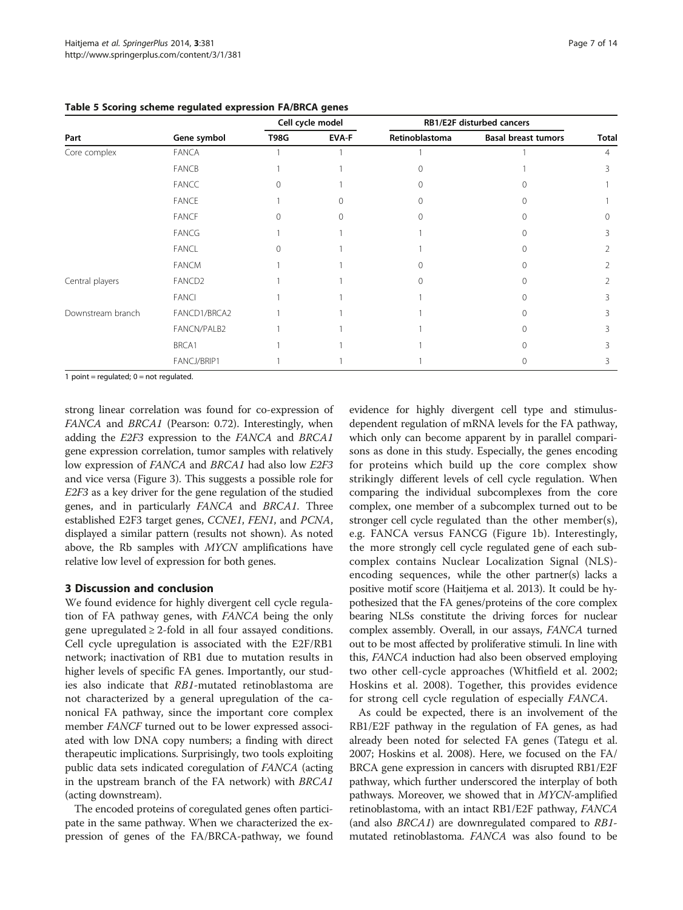**Table 5 Scoring scheme regulated expression FA/BRCA genes**

| Part | Gene symbol | Cell cycle model | | RB1/E2F disturbed cancers | | Total |
|---|---|---|---|---|---|---|
| | | T98G | EVA-F | Retinoblastoma | Basal breast tumors | |
| Core complex | FANCA | 1 | 1 | 1 | 1 | 4 |
| | FANCB | 1 | 1 | 0 | 1 | 3 |
| | FANCC | 0 | 1 | 0 | 0 | 1 |
| | FANCE | 1 | 0 | 0 | 0 | 1 |
| | FANCF | 0 | 0 | 0 | 0 | 0 |
| | FANCG | 1 | 1 | 1 | 0 | 3 |
| | FANCL | 0 | 1 | 1 | 0 | 2 |
| | FANCM | 1 | 1 | 0 | 0 | 2 |
| Central players | FANCD2 | 1 | 1 | 0 | 0 | 2 |
| | FANCI | 1 | 1 | 1 | 0 | 3 |
| Downstream branch | FANCD1/BRCA2 | 1 | 1 | 1 | 0 | 3 |
| | FANCN/PALB2 | 1 | 1 | 1 | 0 | 3 |
| | BRCA1 | 1 | 1 | 1 | 0 | 3 |
| | FANCJ/BRIP1 | 1 | 1 | 1 | 0 | 3 |

1 point = regulated; 0 = not regulated.

strong linear correlation was found for co-expression of *FANCA* and *BRCA1* (Pearson: 0.72). Interestingly, when adding the *E2F3* expression to the *FANCA* and *BRCA1* gene expression correlation, tumor samples with relatively low expression of *FANCA* and *BRCA1* had also low *E2F3* and vice versa (Figure 3). This suggests a possible role for *E2F3* as a key driver for the gene regulation of the studied genes, and in particularly *FANCA* and *BRCA1*. Three established E2F3 target genes, *CCNE1*, *FEN1*, and *PCNA*, displayed a similar pattern (results not shown). As noted above, the Rb samples with *MYCN* amplifications have relative low level of expression for both genes.

## 3 Discussion and conclusion

We found evidence for highly divergent cell cycle regulation of FA pathway genes, with *FANCA* being the only gene upregulated ≥ 2-fold in all four assayed conditions. Cell cycle upregulation is associated with the E2F/RB1 network; inactivation of RB1 due to mutation results in higher levels of specific FA genes. Importantly, our studies also indicate that *RB1*-mutated retinoblastoma are not characterized by a general upregulation of the canonical FA pathway, since the important core complex member *FANCF* turned out to be lower expressed associated with low DNA copy numbers; a finding with direct therapeutic implications. Surprisingly, two tools exploiting public data sets indicated coregulation of *FANCA* (acting in the upstream branch of the FA network) with *BRCA1* (acting downstream).

The encoded proteins of coregulated genes often participate in the same pathway. When we characterized the expression of genes of the FA/BRCA-pathway, we found evidence for highly divergent cell type and stimulus-dependent regulation of mRNA levels for the FA pathway, which only can become apparent by in parallel comparisons as done in this study. Especially, the genes encoding for proteins which build up the core complex show strikingly different levels of cell cycle regulation. When comparing the individual subcomplexes from the core complex, one member of a subcomplex turned out to be stronger cell cycle regulated than the other member(s), e.g. FANCA versus FANCG (Figure 1b). Interestingly, the more strongly cell cycle regulated gene of each subcomplex contains Nuclear Localization Signal (NLS)-encoding sequences, while the other partner(s) lacks a positive motif score (Haitjema et al. 2013). It could be hypothesized that the FA genes/proteins of the core complex bearing NLSs constitute the driving forces for nuclear complex assembly. Overall, in our assays, *FANCA* turned out to be most affected by proliferative stimuli. In line with this, *FANCA* induction had also been observed employing two other cell-cycle approaches (Whitfield et al. 2002; Hoskins et al. 2008). Together, this provides evidence for strong cell cycle regulation of especially *FANCA*.

As could be expected, there is an involvement of the RB1/E2F pathway in the regulation of FA genes, as had already been noted for selected FA genes (Tategu et al. 2007; Hoskins et al. 2008). Here, we focused on the FA/BRCA gene expression in cancers with disrupted RB1/E2F pathway, which further underscored the interplay of both pathways. Moreover, we showed that in *MYCN*-amplified retinoblastoma, with an intact RB1/E2F pathway, *FANCA* (and also *BRCA1*) are downregulated compared to *RB1*-mutated retinoblastoma. *FANCA* was also found to be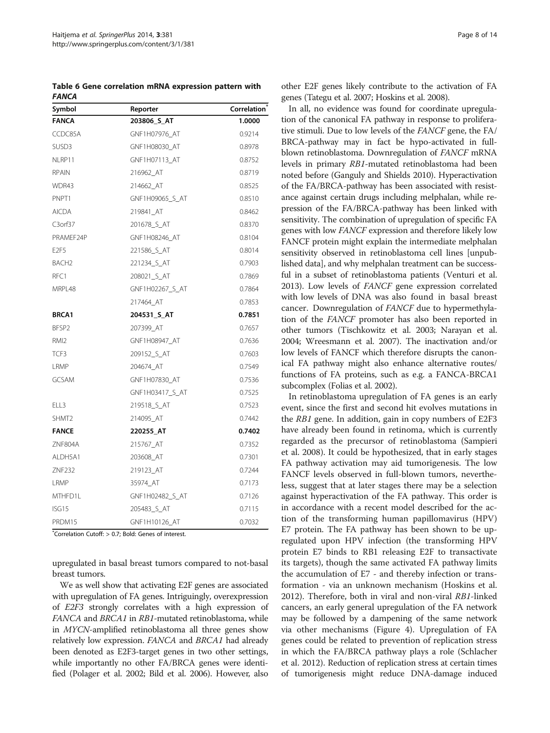**Table 6 Gene correlation mRNA expression pattern with *FANCA***

| Symbol | Reporter | Correlation* |
|---|---|---|
| **FANCA** | **203806_S_AT** | **1.0000** |
| CCDC85A | GNF1H07976_AT | 0.9214 |
| SUSD3 | GNF1H08030_AT | 0.8978 |
| NLRP11 | GNF1H07113_AT | 0.8752 |
| RPAIN | 216962_AT | 0.8719 |
| WDR43 | 214662_AT | 0.8525 |
| PNPT1 | GNF1H09065_S_AT | 0.8510 |
| AICDA | 219841_AT | 0.8462 |
| C3orf37 | 201678_S_AT | 0.8370 |
| PRAMEF24P | GNF1H08246_AT | 0.8104 |
| E2F5 | 221586_S_AT | 0.8014 |
| BACH2 | 221234_S_AT | 0.7903 |
| RFC1 | 208021_S_AT | 0.7869 |
| MRPL48 | GNF1H02267_S_AT | 0.7864 |
| | 217464_AT | 0.7853 |
| **BRCA1** | **204531_S_AT** | **0.7851** |
| BFSP2 | 207399_AT | 0.7657 |
| RMI2 | GNF1H08947_AT | 0.7636 |
| TCF3 | 209152_S_AT | 0.7603 |
| LRMP | 204674_AT | 0.7549 |
| GCSAM | GNF1H07830_AT | 0.7536 |
| | GNF1H03417_S_AT | 0.7525 |
| ELL3 | 219518_S_AT | 0.7523 |
| SHMT2 | 214095_AT | 0.7442 |
| **FANCE** | **220255_AT** | **0.7402** |
| ZNF804A | 215767_AT | 0.7352 |
| ALDH5A1 | 203608_AT | 0.7301 |
| ZNF232 | 219123_AT | 0.7244 |
| LRMP | 35974_AT | 0.7173 |
| MTHFD1L | GNF1H02482_S_AT | 0.7126 |
| ISG15 | 205483_S_AT | 0.7115 |
| PRDM15 | GNF1H10126_AT | 0.7032 |

*Correlation Cutoff: > 0.7; Bold: Genes of interest.

upregulated in basal breast tumors compared to not-basal breast tumors.

We as well show that activating E2F genes are associated with upregulation of FA genes. Intriguingly, overexpression of *E2F3* strongly correlates with a high expression of *FANCA* and *BRCA1* in *RB1*-mutated retinoblastoma, while in *MYCN*-amplified retinoblastoma all three genes show relatively low expression. *FANCA* and *BRCA1* had already been denoted as E2F3-target genes in two other settings, while importantly no other FA/BRCA genes were identified (Polager et al. 2002; Bild et al. 2006). However, also other E2F genes likely contribute to the activation of FA genes (Tategu et al. 2007; Hoskins et al. 2008).

In all, no evidence was found for coordinate upregulation of the canonical FA pathway in response to proliferative stimuli. Due to low levels of the *FANCF* gene, the FA/BRCA-pathway may in fact be hypo-activated in full-blown retinoblastoma. Downregulation of *FANCF* mRNA levels in primary *RB1*-mutated retinoblastoma had been noted before (Ganguly and Shields 2010). Hyperactivation of the FA/BRCA-pathway has been associated with resistance against certain drugs including melphalan, while repression of the FA/BRCA-pathway has been linked with sensitivity. The combination of upregulation of specific FA genes with low *FANCF* expression and therefore likely low FANCF protein might explain the intermediate melphalan sensitivity observed in retinoblastoma cell lines [unpublished data], and why melphalan treatment can be successful in a subset of retinoblastoma patients (Venturi et al. 2013). Low levels of *FANCF* gene expression correlated with low levels of DNA was also found in basal breast cancer. Downregulation of *FANCF* due to hypermethylation of the *FANCF* promoter has also been reported in other tumors (Tischkowitz et al. 2003; Narayan et al. 2004; Wreesmann et al. 2007). The inactivation and/or low levels of FANCF which therefore disrupts the canonical FA pathway might also enhance alternative routes/ functions of FA proteins, such as e.g. a FANCA-BRCA1 subcomplex (Folias et al. 2002).

In retinoblastoma upregulation of FA genes is an early event, since the first and second hit evolves mutations in the *RB1* gene. In addition, gain in copy numbers of E2F3 have already been found in retinoma, which is currently regarded as the precursor of retinoblastoma (Sampieri et al. 2008). It could be hypothesized, that in early stages FA pathway activation may aid tumorigenesis. The low FANCF levels observed in full-blown tumors, nevertheless, suggest that at later stages there may be a selection against hyperactivation of the FA pathway. This order is in accordance with a recent model described for the action of the transforming human papillomavirus (HPV) E7 protein. The FA pathway has been shown to be upregulated upon HPV infection (the transforming HPV protein E7 binds to RB1 releasing E2F to transactivate its targets), though the same activated FA pathway limits the accumulation of E7 - and thereby infection or transformation - via an unknown mechanism (Hoskins et al. 2012). Therefore, both in viral and non-viral *RB1*-linked cancers, an early general upregulation of the FA network may be followed by a dampening of the same network via other mechanisms (Figure 4). Upregulation of FA genes could be related to prevention of replication stress in which the FA/BRCA pathway plays a role (Schlacher et al. 2012). Reduction of replication stress at certain times of tumorigenesis might reduce DNA-damage induced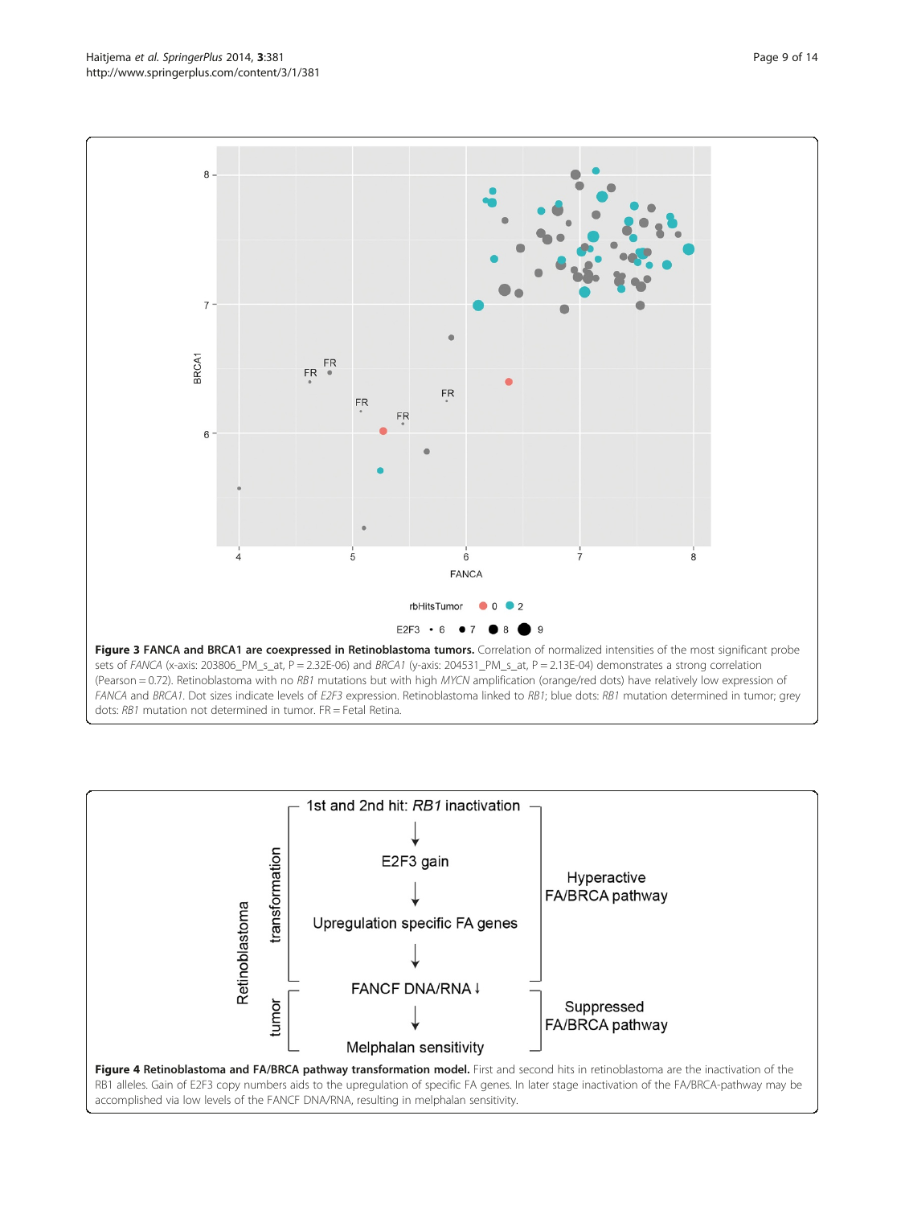**Figure 3 FANCA and BRCA1 are coexpressed in Retinoblastoma tumors.** Correlation of normalized intensities of the most significant probe sets of *FANCA* (x-axis: 203806_PM_s_at, P = 2.32E-06) and *BRCA1* (y-axis: 204531_PM_s_at, P = 2.13E-04) demonstrates a strong correlation (Pearson = 0.72). Retinoblastoma with no *RB1* mutations but with high *MYCN* amplification (orange/red dots) have relatively low expression of *FANCA* and *BRCA1*. Dot sizes indicate levels of *E2F3* expression. Retinoblastoma linked to *RB1*; blue dots: *RB1* mutation determined in tumor; grey dots: *RB1* mutation not determined in tumor. FR = Fetal Retina.

**Figure 4 Retinoblastoma and FA/BRCA pathway transformation model.** First and second hits in retinoblastoma are the inactivation of the RB1 alleles. Gain of E2F3 copy numbers aids to the upregulation of specific FA genes. In later stage inactivation of the FA/BRCA-pathway may be accomplished via low levels of the FANCF DNA/RNA, resulting in melphalan sensitivity.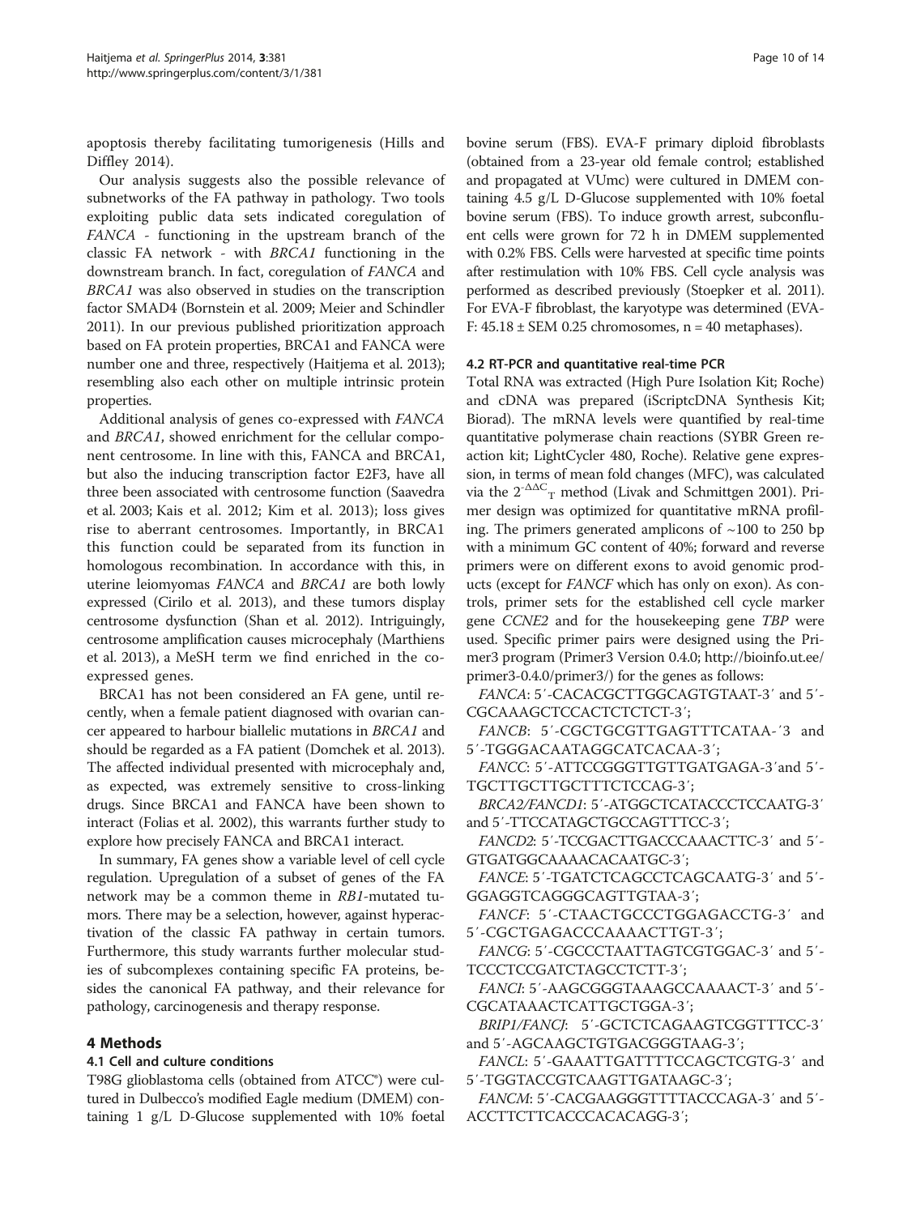apoptosis thereby facilitating tumorigenesis (Hills and Diffley 2014).

Our analysis suggests also the possible relevance of subnetworks of the FA pathway in pathology. Two tools exploiting public data sets indicated coregulation of *FANCA* - functioning in the upstream branch of the classic FA network - with *BRCA1* functioning in the downstream branch. In fact, coregulation of *FANCA* and *BRCA1* was also observed in studies on the transcription factor SMAD4 (Bornstein et al. 2009; Meier and Schindler 2011). In our previous published prioritization approach based on FA protein properties, BRCA1 and FANCA were number one and three, respectively (Haitjema et al. 2013); resembling also each other on multiple intrinsic protein properties.

Additional analysis of genes co-expressed with *FANCA* and *BRCA1*, showed enrichment for the cellular component centrosome. In line with this, FANCA and BRCA1, but also the inducing transcription factor E2F3, have all three been associated with centrosome function (Saavedra et al. 2003; Kais et al. 2012; Kim et al. 2013); loss gives rise to aberrant centrosomes. Importantly, in BRCA1 this function could be separated from its function in homologous recombination. In accordance with this, in uterine leiomyomas *FANCA* and *BRCA1* are both lowly expressed (Cirilo et al. 2013), and these tumors display centrosome dysfunction (Shan et al. 2012). Intriguingly, centrosome amplification causes microcephaly (Marthiens et al. 2013), a MeSH term we find enriched in the co-expressed genes.

BRCA1 has not been considered an FA gene, until recently, when a female patient diagnosed with ovarian cancer appeared to harbour biallelic mutations in *BRCA1* and should be regarded as a FA patient (Domchek et al. 2013). The affected individual presented with microcephaly and, as expected, was extremely sensitive to cross-linking drugs. Since BRCA1 and FANCA have been shown to interact (Folias et al. 2002), this warrants further study to explore how precisely FANCA and BRCA1 interact.

In summary, FA genes show a variable level of cell cycle regulation. Upregulation of a subset of genes of the FA network may be a common theme in *RB1*-mutated tumors. There may be a selection, however, against hyperactivation of the classic FA pathway in certain tumors. Furthermore, this study warrants further molecular studies of subcomplexes containing specific FA proteins, besides the canonical FA pathway, and their relevance for pathology, carcinogenesis and therapy response.

## 4 Methods

### 4.1 Cell and culture conditions

T98G glioblastoma cells (obtained from ATCC®) were cultured in Dulbecco's modified Eagle medium (DMEM) containing 1 g/L D-Glucose supplemented with 10% foetal bovine serum (FBS). EVA-F primary diploid fibroblasts (obtained from a 23-year old female control; established and propagated at VUmc) were cultured in DMEM containing 4.5 g/L D-Glucose supplemented with 10% foetal bovine serum (FBS). To induce growth arrest, subconfluent cells were grown for 72 h in DMEM supplemented with 0.2% FBS. Cells were harvested at specific time points after restimulation with 10% FBS. Cell cycle analysis was performed as described previously (Stoepker et al. 2011). For EVA-F fibroblast, the karyotype was determined (EVA-F: 45.18 ± SEM 0.25 chromosomes, n = 40 metaphases).

### 4.2 RT-PCR and quantitative real-time PCR

Total RNA was extracted (High Pure Isolation Kit; Roche) and cDNA was prepared (iScriptcDNA Synthesis Kit; Biorad). The mRNA levels were quantified by real-time quantitative polymerase chain reactions (SYBR Green reaction kit; LightCycler 480, Roche). Relative gene expression, in terms of mean fold changes (MFC), was calculated via the $2^{-\Delta\Delta C_T}$ method (Livak and Schmittgen 2001). Primer design was optimized for quantitative mRNA profiling. The primers generated amplicons of ~100 to 250 bp with a minimum GC content of 40%; forward and reverse primers were on different exons to avoid genomic products (except for *FANCF* which has only on exon). As controls, primer sets for the established cell cycle marker gene *CCNE2* and for the housekeeping gene *TBP* were used. Specific primer pairs were designed using the Primer3 program (Primer3 Version 0.4.0; http://bioinfo.ut.ee/primer3-0.4.0/primer3/) for the genes as follows:

*FANCA*: 5′-CACACGCTTGGCAGTGTAAT-3′ and 5′-CGCAAAGCTCCACTCTCTCT-3′;

*FANCB*: 5′-CGCTGCGTTGAGTTTCATAA-′3 and 5′-TGGGACAATAGGCATCACAA-3′;

*FANCC*: 5′-ATTCCGGGTTGTTGATGAGA-3′and 5′-TGCTTGCTTGCTTTCTCCAG-3′;

*BRCA2/FANCD1*: 5′-ATGGCTCATACCCTCCAATG-3′ and 5′-TTCCATAGCTGCCAGTTTCC-3′;

*FANCD2*: 5′-TCCGACTTGACCCAAACTTC-3′ and 5′-GTGATGGCAAAACACAATGC-3′;

*FANCE*: 5′-TGATCTCAGCCTCAGCAATG-3′ and 5′-GGAGGTCAGGGCAGTTGTAA-3′;

*FANCF*: 5′-CTAACTGCCCTGGAGACCTG-3′ and 5′-CGCTGAGACCCAAAACTTGT-3′;

*FANCG*: 5′-CGCCCTAATTAGTCGTGGAC-3′ and 5′-TCCCTCCGATCTAGCCTCTT-3′;

*FANCI*: 5′-AAGCGGGTAAAGCCAAAACT-3′ and 5′-CGCATAAACTCATTGCTGGA-3′;

*BRIP1/FANCJ*: 5′-GCTCTCAGAAGTCGGTTTCC-3′ and 5′-AGCAAGCTGTGACGGGTAAG-3′;

*FANCL*: 5′-GAAATTGATTTTCCAGCTCGTG-3′ and 5′-TGGTACCGTCAAGTTGATAAGC-3′;

*FANCM*: 5′-CACGAAGGGTTTTACCCAGA-3′ and 5′-ACCTTCTTCACCCACACAGG-3′;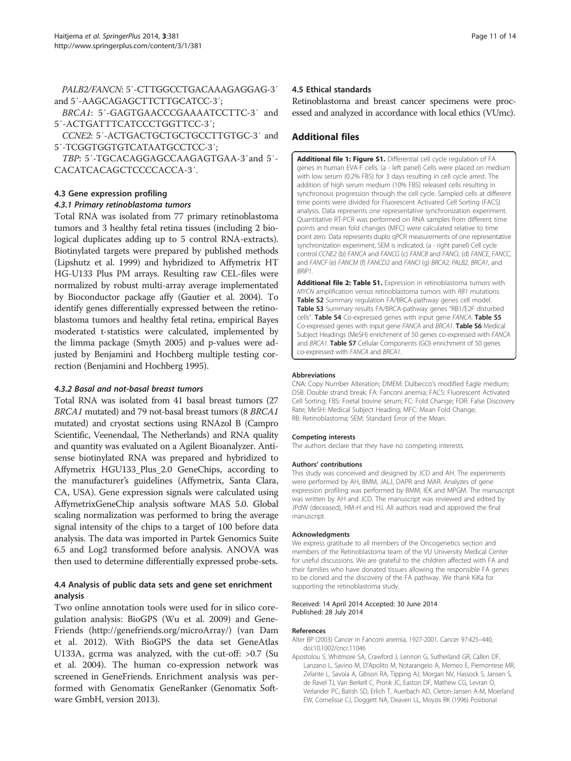*PALB2/FANCN*: 5′-CTTGGCCTGACAAAGAGGAG-3′ and 5′-AAGCAGAGCTTCTTGCATCC-3′;

*BRCA1*: 5′-GAGTGAACCCGAAAATCCTTC-3′ and 5′-ACTGATTTCATCCCTGGTTCC-3′;

*CCNE2*: 5′-ACTGACTGCTGCTGCCTTGTGC-3′ and 5′-TCGGTGGTGTCATAATGCCTCC-3′;

*TBP*: 5′-TGCACAGGAGCCAAGAGTGAA-3′and 5′-CACATCACAGCTCCCCACCA-3′.

### 4.3 Gene expression profiling

#### 4.3.1 Primary retinoblastoma tumors

Total RNA was isolated from 77 primary retinoblastoma tumors and 3 healthy fetal retina tissues (including 2 biological duplicates adding up to 5 control RNA-extracts). Biotinylated targets were prepared by published methods (Lipshutz et al. 1999) and hybridized to Affymetrix HT HG-U133 Plus PM arrays. Resulting raw CEL-files were normalized by robust multi-array average implementated by Bioconductor package affy (Gautier et al. 2004). To identify genes differentially expressed between the retinoblastoma tumors and healthy fetal retina, empirical Bayes moderated t-statistics were calculated, implemented by the limma package (Smyth 2005) and p-values were adjusted by Benjamini and Hochberg multiple testing correction (Benjamini and Hochberg 1995).

#### 4.3.2 Basal and not-basal breast tumors

Total RNA was isolated from 41 basal breast tumors (27 *BRCA1* mutated) and 79 not-basal breast tumors (8 *BRCA1* mutated) and cryostat sections using RNAzol B (Campro Scientific, Veenendaal, The Netherlands) and RNA quality and quantity was evaluated on a Agilent Bioanalyzer. Antisense biotinylated RNA was prepared and hybridized to Affymetrix HGU133_Plus_2.0 GeneChips, according to the manufacturer's guidelines (Affymetrix, Santa Clara, CA, USA). Gene expression signals were calculated using AffymetrixGeneChip analysis software MAS 5.0. Global scaling normalization was performed to bring the average signal intensity of the chips to a target of 100 before data analysis. The data was imported in Partek Genomics Suite 6.5 and Log2 transformed before analysis. ANOVA was then used to determine differentially expressed probe-sets.

### 4.4 Analysis of public data sets and gene set enrichment analysis

Two online annotation tools were used for in silico coregulation analysis: BioGPS (Wu et al. 2009) and GeneFriends (http://genefriends.org/microArray/) (van Dam et al. 2012). With BioGPS the data set GeneAtlas U133A, gcrma was analyzed, with the cut-off: >0.7 (Su et al. 2004). The human co-expression network was screened in GeneFriends. Enrichment analysis was performed with Genomatix GeneRanker (Genomatix Software GmbH, version 2013).

### 4.5 Ethical standards

Retinoblastoma and breast cancer specimens were processed and analyzed in accordance with local ethics (VUmc).

## Additional files

**Additional file 1: Figure S1.** Differential cell cycle regulation of FA genes in human EVA-F cells. (a - left panel) Cells were placed on medium with low serum (0.2% FBS) for 3 days resulting in cell cycle arrest. The addition of high serum medium (10% FBS) released cells resulting in synchronous progression through the cell cycle. Sampled cells at different time points were divided for Fluorescent Activated Cell Sorting (FACS) analysis. Data represents one representative synchronization experiment. Quantitative RT-PCR was performed on RNA samples from different time points and mean fold changes (MFC) were calculated relative to time point zero. Data represents duplo qPCR measurements of one representative synchronization experiment, SEM is indicated. (a - right panel) Cell cycle control *CCNE2* (b) *FANCA* and *FANCG* (c) *FANCB* and *FANCL* (d) *FANCE*, *FANCC*, and *FANCF* (e) *FANCM* (f) *FANCD2* and *FANCI* (g) *BRCA2*, *PALB2*, *BRCA1*, and *BRIP1*.

**Additional file 2: Table S1.** Expression in retinoblastoma tumors with *MYCN* amplification versus retinoblastoma tumors with *RB1* mutations. **Table S2** Summary regulation FA/BRCA-pathway genes cell model. **Table S3** Summary results FA/BRCA-pathway genes "RB1/E2F disturbed cells". **Table S4** Co-expressed genes with input gene *FANCA*. **Table S5** Co-expressed genes with input gene *FANCA* and *BRCA1*. **Table S6** Medical Subject Headings (MeSH) enrichment of 50 genes co-expressed with *FANCA* and *BRCA1*. **Table S7** Cellular Components (GO) enrichment of 50 genes co-expressed with *FANCA* and *BRCA1*.

#### Abbreviations

CNA: Copy Number Alteration; DMEM: Dulbecco's modified Eagle medium; DSB: Double strand break; FA: Fanconi anemia; FACS: Fluorescent Activated Cell Sorting; FBS: Foetal bovine serum; FC: Fold Change; FDR: False Discovery Rate; MeSH: Medical Subject Heading; MFC: Mean Fold Change; RB: Retinoblastoma; SEM: Standard Error of the Mean.

#### Competing interests

The authors declare that they have no competing interests.

#### Authors' contributions

This study was conceived and designed by JCD and AH. The experiments were performed by AH, BMM, JALJ, DAPR and MAR. Analyzes of gene expression profiling was performed by BMM, IEK and MPGM. The manuscript was written by AH and JCD. The manuscript was reviewed and edited by JPdW (deceased), HM-H and HJ. All authors read and approved the final manuscript.

#### Acknowledgments

We express gratitude to all members of the Oncogenetics section and members of the Retinoblastoma team of the VU University Medical Center for useful discussions. We are grateful to the children affected with FA and their families who have donated tissues allowing the responsible FA genes to be cloned and the discovery of the FA pathway. We thank KiKa for supporting the retinoblastoma study.

Received: 14 April 2014 Accepted: 30 June 2014
Published: 28 July 2014

#### References

Alter BP (2003) Cancer in Fanconi anemia, 1927-2001. Cancer 97:425–440, doi:10.1002/cncr.11046

Apostolou S, Whitmore SA, Crawford J, Lennon G, Sutherland GR, Callen DF, Lanzano L, Savino M, D'Apolito M, Notarangeio A, Memeo E, Piemontese MR, Zelante L, Savoia A, Gibson RA, Tipping AJ, Morgan NV, Hassock S, Jansen S, de Ravel TJ, Van Berkell C, Pronk JC, Easton DF, Mathew CG, Levran O, Verlander PC, Batish SD, Erlich T, Auerbach AD, Cleton-Jansen A-M, Moerland EW, Cornelisse CJ, Doggett NA, Deaven LL, Moyzis RK (1996) Positional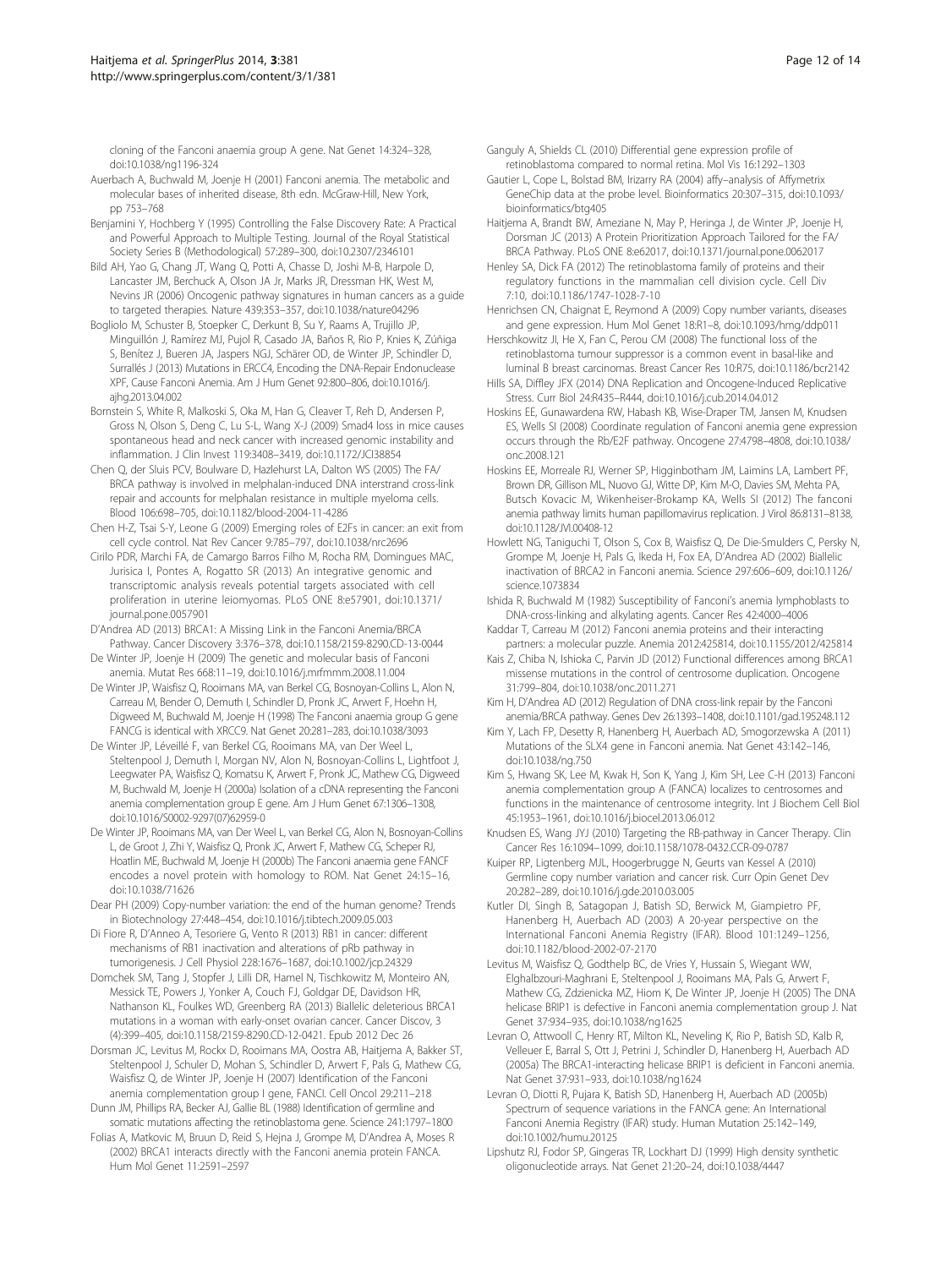cloning of the Fanconi anaemia group A gene. Nat Genet 14:324–328, doi:10.1038/ng1196-324

Auerbach A, Buchwald M, Joenje H (2001) Fanconi anemia. The metabolic and molecular bases of inherited disease, 8th edn. McGraw-Hill, New York, pp 753–768

Benjamini Y, Hochberg Y (1995) Controlling the False Discovery Rate: A Practical and Powerful Approach to Multiple Testing. Journal of the Royal Statistical Society Series B (Methodological) 57:289–300, doi:10.2307/2346101

Bild AH, Yao G, Chang JT, Wang Q, Potti A, Chasse D, Joshi M-B, Harpole D, Lancaster JM, Berchuck A, Olson JA Jr, Marks JR, Dressman HK, West M, Nevins JR (2006) Oncogenic pathway signatures in human cancers as a guide to targeted therapies. Nature 439:353–357, doi:10.1038/nature04296

Bogliolo M, Schuster B, Stoepker C, Derkunt B, Su Y, Raams A, Trujillo JP, Minguillón J, Ramírez MJ, Pujol R, Casado JA, Baños R, Rio P, Knies K, Zúñiga S, Benítez J, Bueren JA, Jaspers NGJ, Schärer OD, de Winter JP, Schindler D, Surrallés J (2013) Mutations in ERCC4, Encoding the DNA-Repair Endonuclease XPF, Cause Fanconi Anemia. Am J Hum Genet 92:800–806, doi:10.1016/j.ajhg.2013.04.002

Bornstein S, White R, Malkoski S, Oka M, Han G, Cleaver T, Reh D, Andersen P, Gross N, Olson S, Deng C, Lu S-L, Wang X-J (2009) Smad4 loss in mice causes spontaneous head and neck cancer with increased genomic instability and inflammation. J Clin Invest 119:3408–3419, doi:10.1172/JCI38854

Chen Q, der Sluis PCV, Boulware D, Hazlehurst LA, Dalton WS (2005) The FA/BRCA pathway is involved in melphalan-induced DNA interstrand cross-link repair and accounts for melphalan resistance in multiple myeloma cells. Blood 106:698–705, doi:10.1182/blood-2004-11-4286

Chen H-Z, Tsai S-Y, Leone G (2009) Emerging roles of E2Fs in cancer: an exit from cell cycle control. Nat Rev Cancer 9:785–797, doi:10.1038/nrc2696

Cirilo PDR, Marchi FA, de Camargo Barros Filho M, Rocha RM, Domingues MAC, Jurisica I, Pontes A, Rogatto SR (2013) An integrative genomic and transcriptomic analysis reveals potential targets associated with cell proliferation in uterine leiomyomas. PLoS ONE 8:e57901, doi:10.1371/journal.pone.0057901

D'Andrea AD (2013) BRCA1: A Missing Link in the Fanconi Anemia/BRCA Pathway. Cancer Discovery 3:376–378, doi:10.1158/2159-8290.CD-13-0044

De Winter JP, Joenje H (2009) The genetic and molecular basis of Fanconi anemia. Mutat Res 668:11–19, doi:10.1016/j.mrfmmm.2008.11.004

De Winter JP, Waisfisz Q, Rooimans MA, van Berkel CG, Bosnoyan-Collins L, Alon N, Carreau M, Bender O, Demuth I, Schindler D, Pronk JC, Arwert F, Hoehn H, Digweed M, Buchwald M, Joenje H (1998) The Fanconi anaemia group G gene FANCG is identical with XRCC9. Nat Genet 20:281–283, doi:10.1038/3093

De Winter JP, Léveillé F, van Berkel CG, Rooimans MA, van Der Weel L, Steltenpool J, Demuth I, Morgan NV, Alon N, Bosnoyan-Collins L, Lightfoot J, Leegwater PA, Waisfisz Q, Komatsu K, Arwert F, Pronk JC, Mathew CG, Digweed M, Buchwald M, Joenje H (2000a) Isolation of a cDNA representing the Fanconi anemia complementation group E gene. Am J Hum Genet 67:1306–1308, doi:10.1016/S0002-9297(07)62959-0

De Winter JP, Rooimans MA, van Der Weel L, van Berkel CG, Alon N, Bosnoyan-Collins L, de Groot J, Zhi Y, Waisfisz Q, Pronk JC, Arwert F, Mathew CG, Scheper RJ, Hoatlin ME, Buchwald M, Joenje H (2000b) The Fanconi anaemia gene FANCF encodes a novel protein with homology to ROM. Nat Genet 24:15–16, doi:10.1038/71626

Dear PH (2009) Copy-number variation: the end of the human genome? Trends in Biotechnology 27:448–454, doi:10.1016/j.tibtech.2009.05.003

Di Fiore R, D'Anneo A, Tesoriere G, Vento R (2013) RB1 in cancer: different mechanisms of RB1 inactivation and alterations of pRb pathway in tumorigenesis. J Cell Physiol 228:1676–1687, doi:10.1002/jcp.24329

Domchek SM, Tang J, Stopfer J, Lilli DR, Hamel N, Tischkowitz M, Monteiro AN, Messick TE, Powers J, Yonker A, Couch FJ, Goldgar DE, Davidson HR, Nathanson KL, Foulkes WD, Greenberg RA (2013) Biallelic deleterious BRCA1 mutations in a woman with early-onset ovarian cancer. Cancer Discov, 3 (4):399–405, doi:10.1158/2159-8290.CD-12-0421. Epub 2012 Dec 26

Dorsman JC, Levitus M, Rockx D, Rooimans MA, Oostra AB, Haitjema A, Bakker ST, Steltenpool J, Schuler D, Mohan S, Schindler D, Arwert F, Pals G, Mathew CG, Waisfisz Q, de Winter JP, Joenje H (2007) Identification of the Fanconi anemia complementation group I gene, FANCI. Cell Oncol 29:211–218

Dunn JM, Phillips RA, Becker AJ, Gallie BL (1988) Identification of germline and somatic mutations affecting the retinoblastoma gene. Science 241:1797–1800

Folias A, Matkovic M, Bruun D, Reid S, Hejna J, Grompe M, D'Andrea A, Moses R (2002) BRCA1 interacts directly with the Fanconi anemia protein FANCA. Hum Mol Genet 11:2591–2597

Ganguly A, Shields CL (2010) Differential gene expression profile of retinoblastoma compared to normal retina. Mol Vis 16:1292–1303

Gautier L, Cope L, Bolstad BM, Irizarry RA (2004) affy–analysis of Affymetrix GeneChip data at the probe level. Bioinformatics 20:307–315, doi:10.1093/bioinformatics/btg405

Haitjema A, Brandt BW, Ameziane N, May P, Heringa J, de Winter JP, Joenje H, Dorsman JC (2013) A Protein Prioritization Approach Tailored for the FA/BRCA Pathway. PLoS ONE 8:e62017, doi:10.1371/journal.pone.0062017

Henley SA, Dick FA (2012) The retinoblastoma family of proteins and their regulatory functions in the mammalian cell division cycle. Cell Div 7:10, doi:10.1186/1747-1028-7-10

Henrichsen CN, Chaignat E, Reymond A (2009) Copy number variants, diseases and gene expression. Hum Mol Genet 18:R1–8, doi:10.1093/hmg/ddp011

Herschkowitz JI, He X, Fan C, Perou CM (2008) The functional loss of the retinoblastoma tumour suppressor is a common event in basal-like and luminal B breast carcinomas. Breast Cancer Res 10:R75, doi:10.1186/bcr2142

Hills SA, Diffley JFX (2014) DNA Replication and Oncogene-Induced Replicative Stress. Curr Biol 24:R435–R444, doi:10.1016/j.cub.2014.04.012

Hoskins EE, Gunawardena RW, Habash KB, Wise-Draper TM, Jansen M, Knudsen ES, Wells SI (2008) Coordinate regulation of Fanconi anemia gene expression occurs through the Rb/E2F pathway. Oncogene 27:4798–4808, doi:10.1038/onc.2008.121

Hoskins EE, Morreale RJ, Werner SP, Higginbotham JM, Laimins LA, Lambert PF, Brown DR, Gillison ML, Nuovo GJ, Witte DP, Kim M-O, Davies SM, Mehta PA, Butsch Kovacic M, Wikenheiser-Brokamp KA, Wells SI (2012) The fanconi anemia pathway limits human papillomavirus replication. J Virol 86:8131–8138, doi:10.1128/JVI.00408-12

Howlett NG, Taniguchi T, Olson S, Cox B, Waisfisz Q, De Die-Smulders C, Persky N, Grompe M, Joenje H, Pals G, Ikeda H, Fox EA, D'Andrea AD (2002) Biallelic inactivation of BRCA2 in Fanconi anemia. Science 297:606–609, doi:10.1126/science.1073834

Ishida R, Buchwald M (1982) Susceptibility of Fanconi's anemia lymphoblasts to DNA-cross-linking and alkylating agents. Cancer Res 42:4000–4006

Kaddar T, Carreau M (2012) Fanconi anemia proteins and their interacting partners: a molecular puzzle. Anemia 2012:425814, doi:10.1155/2012/425814

Kais Z, Chiba N, Ishioka C, Parvin JD (2012) Functional differences among BRCA1 missense mutations in the control of centrosome duplication. Oncogene 31:799–804, doi:10.1038/onc.2011.271

Kim H, D'Andrea AD (2012) Regulation of DNA cross-link repair by the Fanconi anemia/BRCA pathway. Genes Dev 26:1393–1408, doi:10.1101/gad.195248.112

Kim Y, Lach FP, Desetty R, Hanenberg H, Auerbach AD, Smogorzewska A (2011) Mutations of the SLX4 gene in Fanconi anemia. Nat Genet 43:142–146, doi:10.1038/ng.750

Kim S, Hwang SK, Lee M, Kwak H, Son K, Yang J, Kim SH, Lee C-H (2013) Fanconi anemia complementation group A (FANCA) localizes to centrosomes and functions in the maintenance of centrosome integrity. Int J Biochem Cell Biol 45:1953–1961, doi:10.1016/j.biocel.2013.06.012

Knudsen ES, Wang JYJ (2010) Targeting the RB-pathway in Cancer Therapy. Clin Cancer Res 16:1094–1099, doi:10.1158/1078-0432.CCR-09-0787

Kuiper RP, Ligtenberg MJL, Hoogerbrugge N, Geurts van Kessel A (2010) Germline copy number variation and cancer risk. Curr Opin Genet Dev 20:282–289, doi:10.1016/j.gde.2010.03.005

Kutler DI, Singh B, Satagopan J, Batish SD, Berwick M, Giampietro PF, Hanenberg H, Auerbach AD (2003) A 20-year perspective on the International Fanconi Anemia Registry (IFAR). Blood 101:1249–1256, doi:10.1182/blood-2002-07-2170

Levitus M, Waisfisz Q, Godthelp BC, de Vries Y, Hussain S, Wiegant WW, Elghalbzouri-Maghrani E, Steltenpool J, Rooimans MA, Pals G, Arwert F, Mathew CG, Zdzienicka MZ, Hiom K, De Winter JP, Joenje H (2005) The DNA helicase BRIP1 is defective in Fanconi anemia complementation group J. Nat Genet 37:934–935, doi:10.1038/ng1625

Levran O, Attwooll C, Henry RT, Milton KL, Neveling K, Rio P, Batish SD, Kalb R, Velleuer E, Barral S, Ott J, Petrini J, Schindler D, Hanenberg H, Auerbach AD (2005a) The BRCA1-interacting helicase BRIP1 is deficient in Fanconi anemia. Nat Genet 37:931–933, doi:10.1038/ng1624

Levran O, Diotti R, Pujara K, Batish SD, Hanenberg H, Auerbach AD (2005b) Spectrum of sequence variations in the FANCA gene: An International Fanconi Anemia Registry (IFAR) study. Human Mutation 25:142–149, doi:10.1002/humu.20125

Lipshutz RJ, Fodor SP, Gingeras TR, Lockhart DJ (1999) High density synthetic oligonucleotide arrays. Nat Genet 21:20–24, doi:10.1038/4447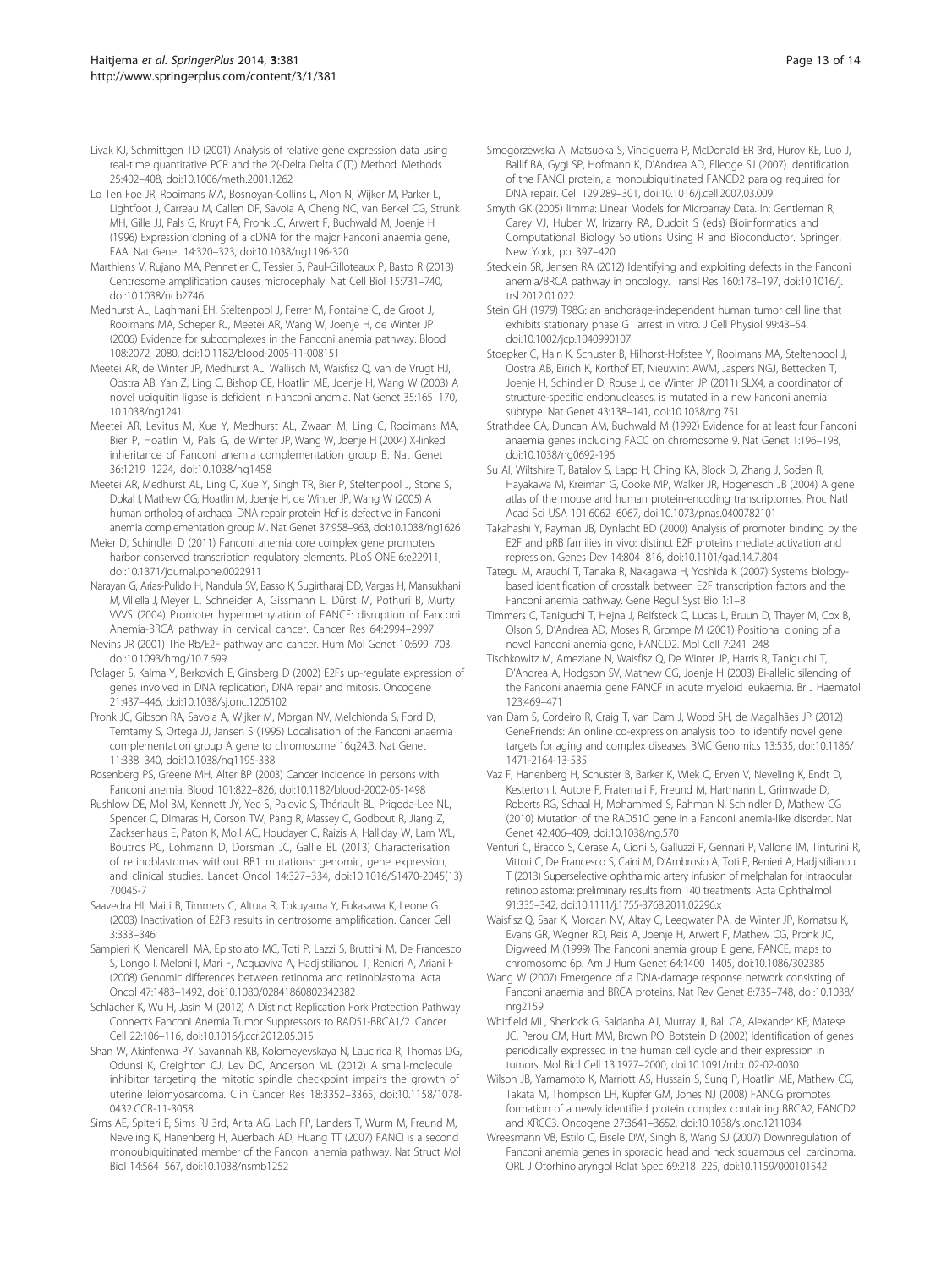Livak KJ, Schmittgen TD (2001) Analysis of relative gene expression data using real-time quantitative PCR and the 2(-Delta Delta C(T)) Method. Methods 25:402–408, doi:10.1006/meth.2001.1262

Lo Ten Foe JR, Rooimans MA, Bosnoyan-Collins L, Alon N, Wijker M, Parker L, Lightfoot J, Carreau M, Callen DF, Savoia A, Cheng NC, van Berkel CG, Strunk MH, Gille JJ, Pals G, Kruyt FA, Pronk JC, Arwert F, Buchwald M, Joenje H (1996) Expression cloning of a cDNA for the major Fanconi anaemia gene, FAA. Nat Genet 14:320–323, doi:10.1038/ng1196-320

Marthiens V, Rujano MA, Pennetier C, Tessier S, Paul-Gilloteaux P, Basto R (2013) Centrosome amplification causes microcephaly. Nat Cell Biol 15:731–740, doi:10.1038/ncb2746

Medhurst AL, Laghmani EH, Steltenpool J, Ferrer M, Fontaine C, de Groot J, Rooimans MA, Scheper RJ, Meetei AR, Wang W, Joenje H, de Winter JP (2006) Evidence for subcomplexes in the Fanconi anemia pathway. Blood 108:2072–2080, doi:10.1182/blood-2005-11-008151

Meetei AR, de Winter JP, Medhurst AL, Wallisch M, Waisfisz Q, van de Vrugt HJ, Oostra AB, Yan Z, Ling C, Bishop CE, Hoatlin ME, Joenje H, Wang W (2003) A novel ubiquitin ligase is deficient in Fanconi anemia. Nat Genet 35:165–170, 10.1038/ng1241

Meetei AR, Levitus M, Xue Y, Medhurst AL, Zwaan M, Ling C, Rooimans MA, Bier P, Hoatlin M, Pals G, de Winter JP, Wang W, Joenje H (2004) X-linked inheritance of Fanconi anemia complementation group B. Nat Genet 36:1219–1224, doi:10.1038/ng1458

Meetei AR, Medhurst AL, Ling C, Xue Y, Singh TR, Bier P, Steltenpool J, Stone S, Dokal I, Mathew CG, Hoatlin M, Joenje H, de Winter JP, Wang W (2005) A human ortholog of archaeal DNA repair protein Hef is defective in Fanconi anemia complementation group M. Nat Genet 37:958–963, doi:10.1038/ng1626

Meier D, Schindler D (2011) Fanconi anemia core complex gene promoters harbor conserved transcription regulatory elements. PLoS ONE 6:e22911, doi:10.1371/journal.pone.0022911

Narayan G, Arias-Pulido H, Nandula SV, Basso K, Sugirtharaj DD, Vargas H, Mansukhani M, Villella J, Meyer L, Schneider A, Gissmann L, Dürst M, Pothuri B, Murty VVVS (2004) Promoter hypermethylation of FANCF: disruption of Fanconi Anemia-BRCA pathway in cervical cancer. Cancer Res 64:2994–2997

Nevins JR (2001) The Rb/E2F pathway and cancer. Hum Mol Genet 10:699–703, doi:10.1093/hmg/10.7.699

Polager S, Kalma Y, Berkovich E, Ginsberg D (2002) E2Fs up-regulate expression of genes involved in DNA replication, DNA repair and mitosis. Oncogene 21:437–446, doi:10.1038/sj.onc.1205102

Pronk JC, Gibson RA, Savoia A, Wijker M, Morgan NV, Melchionda S, Ford D, Temtamy S, Ortega JJ, Jansen S (1995) Localisation of the Fanconi anaemia complementation group A gene to chromosome 16q24.3. Nat Genet 11:338–340, doi:10.1038/ng1195-338

Rosenberg PS, Greene MH, Alter BP (2003) Cancer incidence in persons with Fanconi anemia. Blood 101:822–826, doi:10.1182/blood-2002-05-1498

Rushlow DE, Mol BM, Kennett JY, Yee S, Pajovic S, Thériault BL, Prigoda-Lee NL, Spencer C, Dimaras H, Corson TW, Pang R, Massey C, Godbout R, Jiang Z, Zacksenhaus E, Paton K, Moll AC, Houdayer C, Raizis A, Halliday W, Lam WL, Boutros PC, Lohmann D, Dorsman JC, Gallie BL (2013) Characterisation of retinoblastomas without RB1 mutations: genomic, gene expression, and clinical studies. Lancet Oncol 14:327–334, doi:10.1016/S1470-2045(13)70045-7

Saavedra HI, Maiti B, Timmers C, Altura R, Tokuyama Y, Fukasawa K, Leone G (2003) Inactivation of E2F3 results in centrosome amplification. Cancer Cell 3:333–346

Sampieri K, Mencarelli MA, Epistolato MC, Toti P, Lazzi S, Bruttini M, De Francesco S, Longo I, Meloni I, Mari F, Acquaviva A, Hadjistilianou T, Renieri A, Ariani F (2008) Genomic differences between retinoma and retinoblastoma. Acta Oncol 47:1483–1492, doi:10.1080/02841860802342382

Schlacher K, Wu H, Jasin M (2012) A Distinct Replication Fork Protection Pathway Connects Fanconi Anemia Tumor Suppressors to RAD51-BRCA1/2. Cancer Cell 22:106–116, doi:10.1016/j.ccr.2012.05.015

Shan W, Akinfenwa PY, Savannah KB, Kolomeyevskaya N, Laucirica R, Thomas DG, Odunsi K, Creighton CJ, Lev DC, Anderson ML (2012) A small-molecule inhibitor targeting the mitotic spindle checkpoint impairs the growth of uterine leiomyosarcoma. Clin Cancer Res 18:3352–3365, doi:10.1158/1078-0432.CCR-11-3058

Sims AE, Spiteri E, Sims RJ 3rd, Arita AG, Lach FP, Landers T, Wurm M, Freund M, Neveling K, Hanenberg H, Auerbach AD, Huang TT (2007) FANCI is a second monoubiquitinated member of the Fanconi anemia pathway. Nat Struct Mol Biol 14:564–567, doi:10.1038/nsmb1252

Smogorzewska A, Matsuoka S, Vinciguerra P, McDonald ER 3rd, Hurov KE, Luo J, Ballif BA, Gygi SP, Hofmann K, D'Andrea AD, Elledge SJ (2007) Identification of the FANCI protein, a monoubiquitinated FANCD2 paralog required for DNA repair. Cell 129:289–301, doi:10.1016/j.cell.2007.03.009

Smyth GK (2005) limma: Linear Models for Microarray Data. In: Gentleman R, Carey VJ, Huber W, Irizarry RA, Dudoit S (eds) Bioinformatics and Computational Biology Solutions Using R and Bioconductor. Springer, New York, pp 397–420

Stecklein SR, Jensen RA (2012) Identifying and exploiting defects in the Fanconi anemia/BRCA pathway in oncology. Transl Res 160:178–197, doi:10.1016/j.trsl.2012.01.022

Stein GH (1979) T98G: an anchorage-independent human tumor cell line that exhibits stationary phase G1 arrest in vitro. J Cell Physiol 99:43–54, doi:10.1002/jcp.1040990107

Stoepker C, Hain K, Schuster B, Hilhorst-Hofstee Y, Rooimans MA, Steltenpool J, Oostra AB, Eirich K, Korthof ET, Nieuwint AWM, Jaspers NGJ, Bettecken T, Joenje H, Schindler D, Rouse J, de Winter JP (2011) SLX4, a coordinator of structure-specific endonucleases, is mutated in a new Fanconi anemia subtype. Nat Genet 43:138–141, doi:10.1038/ng.751

Strathdee CA, Duncan AM, Buchwald M (1992) Evidence for at least four Fanconi anaemia genes including FACC on chromosome 9. Nat Genet 1:196–198, doi:10.1038/ng0692-196

Su AI, Wiltshire T, Batalov S, Lapp H, Ching KA, Block D, Zhang J, Soden R, Hayakawa M, Kreiman G, Cooke MP, Walker JR, Hogenesch JB (2004) A gene atlas of the mouse and human protein-encoding transcriptomes. Proc Natl Acad Sci USA 101:6062–6067, doi:10.1073/pnas.0400782101

Takahashi Y, Rayman JB, Dynlacht BD (2000) Analysis of promoter binding by the E2F and pRB families in vivo: distinct E2F proteins mediate activation and repression. Genes Dev 14:804–816, doi:10.1101/gad.14.7.804

Tategu M, Arauchi T, Tanaka R, Nakagawa H, Yoshida K (2007) Systems biology-based identification of crosstalk between E2F transcription factors and the Fanconi anemia pathway. Gene Regul Syst Bio 1:1–8

Timmers C, Taniguchi T, Hejna J, Reifsteck C, Lucas L, Bruun D, Thayer M, Cox B, Olson S, D'Andrea AD, Moses R, Grompe M (2001) Positional cloning of a novel Fanconi anemia gene, FANCD2. Mol Cell 7:241–248

Tischkowitz M, Ameziane N, Waisfisz Q, De Winter JP, Harris R, Taniguchi T, D'Andrea A, Hodgson SV, Mathew CG, Joenje H (2003) Bi-allelic silencing of the Fanconi anaemia gene FANCF in acute myeloid leukaemia. Br J Haematol 123:469–471

van Dam S, Cordeiro R, Craig T, van Dam J, Wood SH, de Magalhães JP (2012) GeneFriends: An online co-expression analysis tool to identify novel gene targets for aging and complex diseases. BMC Genomics 13:535, doi:10.1186/1471-2164-13-535

Vaz F, Hanenberg H, Schuster B, Barker K, Wiek C, Erven V, Neveling K, Endt D, Kesterton I, Autore F, Fraternali F, Freund M, Hartmann L, Grimwade D, Roberts RG, Schaal H, Mohammed S, Rahman N, Schindler D, Mathew CG (2010) Mutation of the RAD51C gene in a Fanconi anemia-like disorder. Nat Genet 42:406–409, doi:10.1038/ng.570

Venturi C, Bracco S, Cerase A, Cioni S, Galluzzi P, Gennari P, Vallone IM, Tinturini R, Vittori C, De Francesco S, Caini M, D'Ambrosio A, Toti P, Renieri A, Hadjistilianou T (2013) Superselective ophthalmic artery infusion of melphalan for intraocular retinoblastoma: preliminary results from 140 treatments. Acta Ophthalmol 91:335–342, doi:10.1111/j.1755-3768.2011.02296.x

Waisfisz Q, Saar K, Morgan NV, Altay C, Leegwater PA, de Winter JP, Komatsu K, Evans GR, Wegner RD, Reis A, Joenje H, Arwert F, Mathew CG, Pronk JC, Digweed M (1999) The Fanconi anemia group E gene, FANCE, maps to chromosome 6p. Am J Hum Genet 64:1400–1405, doi:10.1086/302385

Wang W (2007) Emergence of a DNA-damage response network consisting of Fanconi anaemia and BRCA proteins. Nat Rev Genet 8:735–748, doi:10.1038/nrg2159

Whitfield ML, Sherlock G, Saldanha AJ, Murray JI, Ball CA, Alexander KE, Matese JC, Perou CM, Hurt MM, Brown PO, Botstein D (2002) Identification of genes periodically expressed in the human cell cycle and their expression in tumors. Mol Biol Cell 13:1977–2000, doi:10.1091/mbc.02-02-0030

Wilson JB, Yamamoto K, Marriott AS, Hussain S, Sung P, Hoatlin ME, Mathew CG, Takata M, Thompson LH, Kupfer GM, Jones NJ (2008) FANCG promotes formation of a newly identified protein complex containing BRCA2, FANCD2 and XRCC3. Oncogene 27:3641–3652, doi:10.1038/sj.onc.1211034

Wreesmann VB, Estilo C, Eisele DW, Singh B, Wang SJ (2007) Downregulation of Fanconi anemia genes in sporadic head and neck squamous cell carcinoma. ORL J Otorhinolaryngol Relat Spec 69:218–225, doi:10.1159/000101542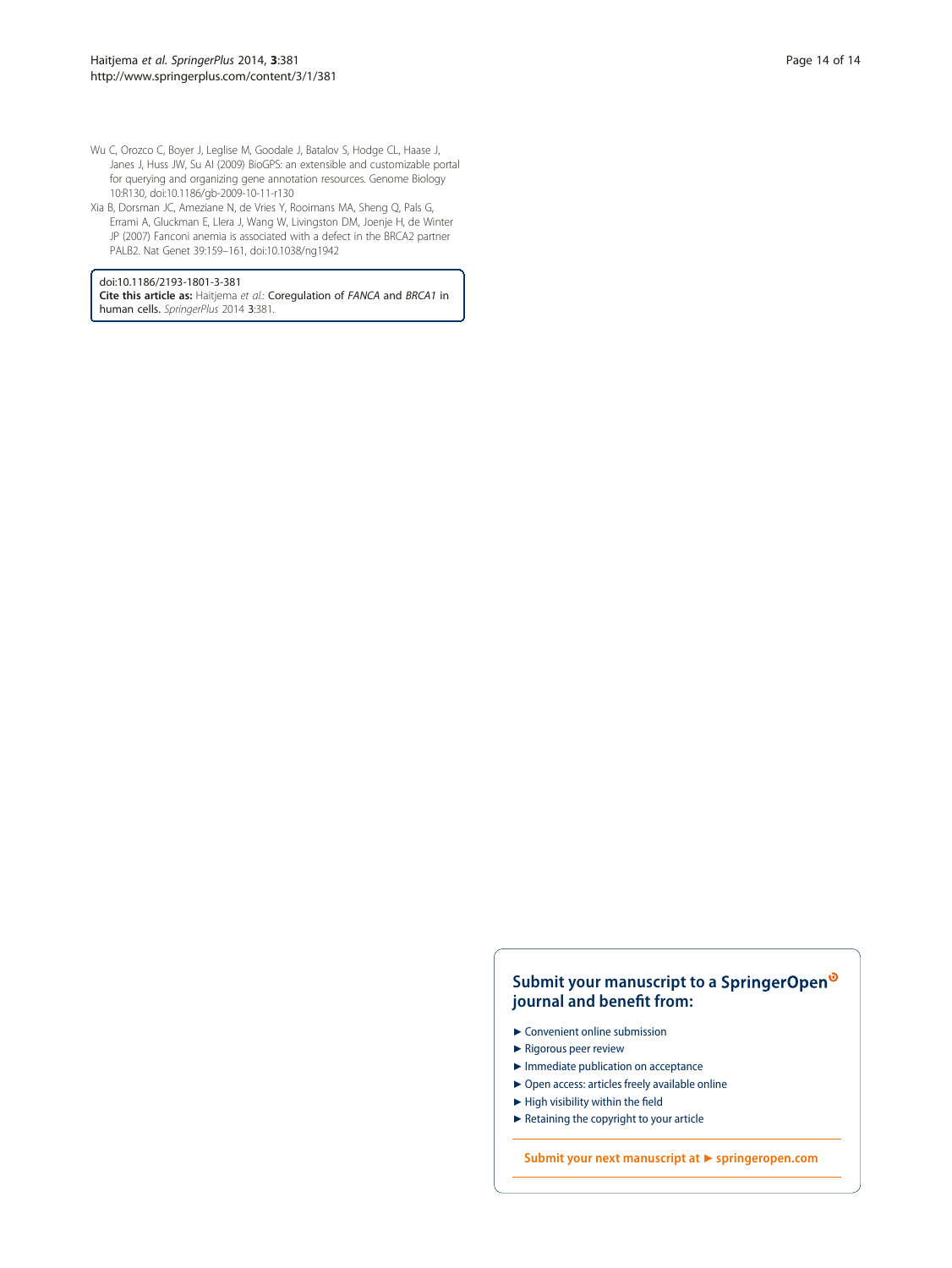Wu C, Orozco C, Boyer J, Leglise M, Goodale J, Batalov S, Hodge CL, Haase J, Janes J, Huss JW, Su AI (2009) BioGPS: an extensible and customizable portal for querying and organizing gene annotation resources. Genome Biology 10:R130, doi:10.1186/gb-2009-10-11-r130

Xia B, Dorsman JC, Ameziane N, de Vries Y, Rooimans MA, Sheng Q, Pals G, Errami A, Gluckman E, Llera J, Wang W, Livingston DM, Joenje H, de Winter JP (2007) Fanconi anemia is associated with a defect in the BRCA2 partner PALB2. Nat Genet 39:159–161, doi:10.1038/ng1942

doi:10.1186/2193-1801-3-381
**Cite this article as:** Haitjema *et al.*: Coregulation of *FANCA* and *BRCA1* in human cells. *SpringerPlus* 2014 **3**:381.

**Submit your manuscript to a SpringerOpen journal and benefit from:**

- ► Convenient online submission
- ► Rigorous peer review
- ► Immediate publication on acceptance
- ► Open access: articles freely available online
- ► High visibility within the field
- ► Retaining the copyright to your article

**Submit your next manuscript at ► springeropen.com**